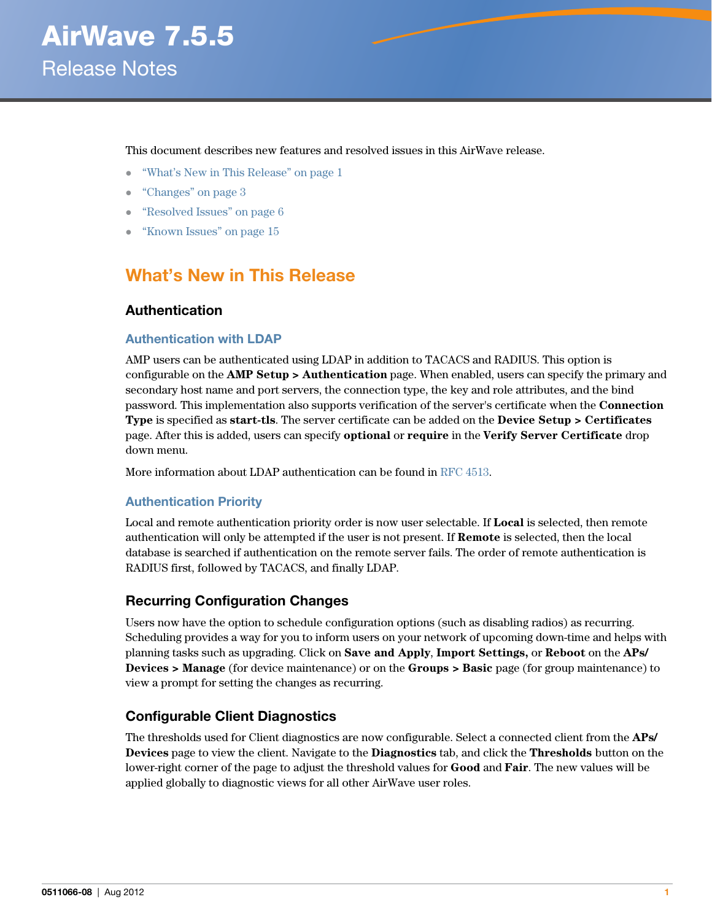# AirWave 7.5.5

## Release Notes

This document describes new features and resolved issues in this AirWave release.

- "What's New in This Release" on page 1
- "Changes" on page 3
- "Resolved Issues" on page 6
- "Known Issues" on page 15

## What's New in This Release

### Authentication

#### Authentication with LDAP

AMP users can be authenticated using LDAP in addition to TACACS and RADIUS. This option is configurable on the **AMP Setup > Authentication** page. When enabled, users can specify the primary and secondary host name and port servers, the connection type, the key and role attributes, and the bind password. This implementation also supports verification of the server's certificate when the **Connection Type** is specified as **start-tls**. The server certificate can be added on the **Device Setup > Certificates** page. After this is added, users can specify **optional** or **require** in the **Verify Server Certificate** drop down menu.

More information about LDAP authentication can be found in RFC 4513.

#### Authentication Priority

Local and remote authentication priority order is now user selectable. If **Local** is selected, then remote authentication will only be attempted if the user is not present. If **Remote** is selected, then the local database is searched if authentication on the remote server fails. The order of remote authentication is RADIUS first, followed by TACACS, and finally LDAP.

### Recurring Configuration Changes

Users now have the option to schedule configuration options (such as disabling radios) as recurring. Scheduling provides a way for you to inform users on your network of upcoming down-time and helps with planning tasks such as upgrading. Click on **Save and Apply**, **Import Settings,** or **Reboot** on the **APs/ Devices > Manage** (for device maintenance) or on the **Groups > Basic** page (for group maintenance) to view a prompt for setting the changes as recurring.

### Configurable Client Diagnostics

The thresholds used for Client diagnostics are now configurable. Select a connected client from the **APs/ Devices** page to view the client. Navigate to the **Diagnostics** tab, and click the **Thresholds** button on the lower-right corner of the page to adjust the threshold values for **Good** and **Fair**. The new values will be applied globally to diagnostic views for all other AirWave user roles.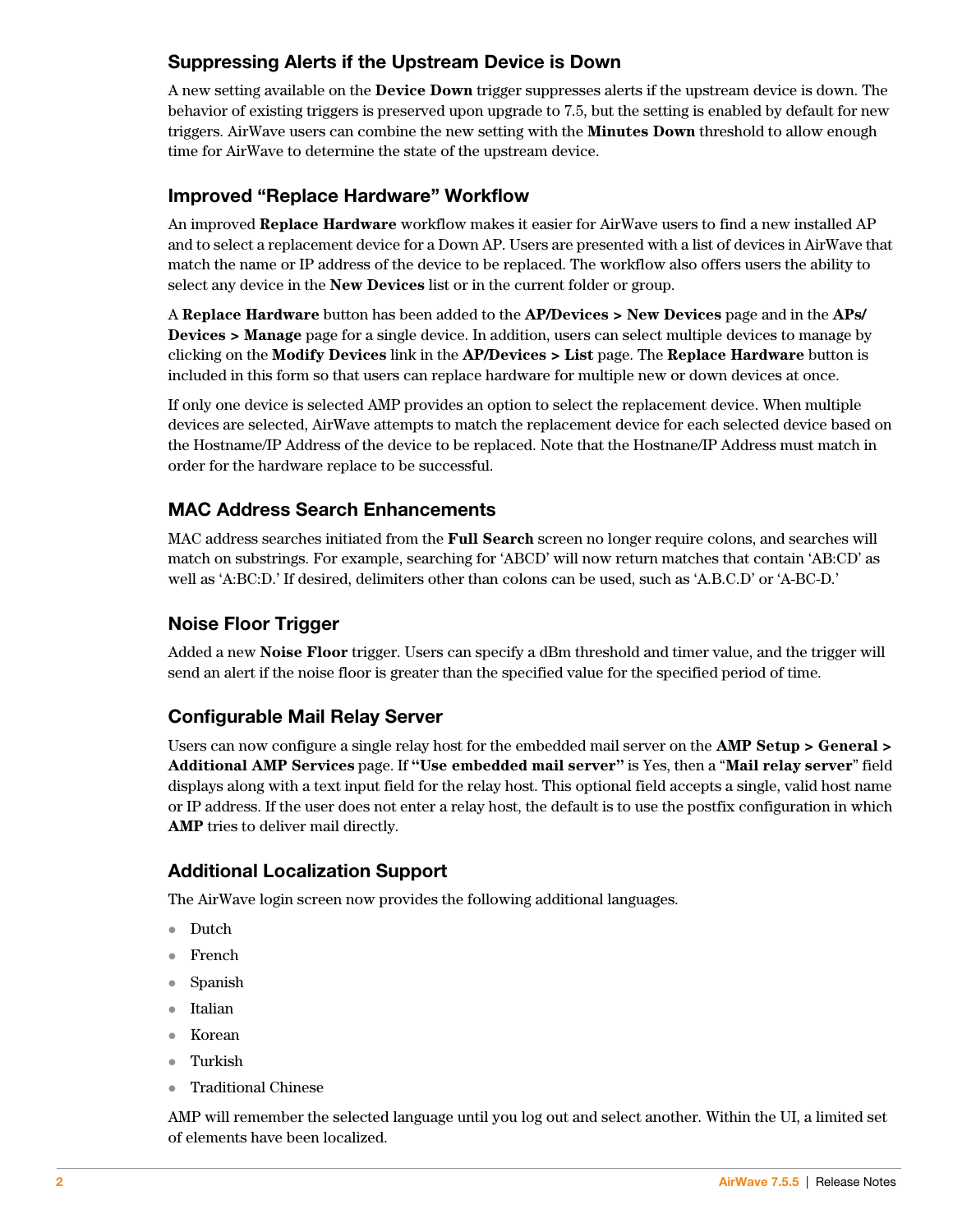## Suppressing Alerts if the Upstream Device is Down

A new setting available on the **Device Down** trigger suppresses alerts if the upstream device is down. The behavior of existing triggers is preserved upon upgrade to 7.5, but the setting is enabled by default for new triggers. AirWave users can combine the new setting with the **Minutes Down** threshold to allow enough time for AirWave to determine the state of the upstream device.

## Improved "Replace Hardware" Workflow

An improved **Replace Hardware** workflow makes it easier for AirWave users to find a new installed AP and to select a replacement device for a Down AP. Users are presented with a list of devices in AirWave that match the name or IP address of the device to be replaced. The workflow also offers users the ability to select any device in the **New Devices** list or in the current folder or group.

A **Replace Hardware** button has been added to the **AP/Devices > New Devices** page and in the **APs/ Devices > Manage** page for a single device. In addition, users can select multiple devices to manage by clicking on the **Modify Devices** link in the **AP/Devices > List** page. The **Replace Hardware** button is included in this form so that users can replace hardware for multiple new or down devices at once.

If only one device is selected AMP provides an option to select the replacement device. When multiple devices are selected, AirWave attempts to match the replacement device for each selected device based on the Hostname/IP Address of the device to be replaced. Note that the Hostnane/IP Address must match in order for the hardware replace to be successful.

## MAC Address Search Enhancements

MAC address searches initiated from the **Full Search** screen no longer require colons, and searches will match on substrings. For example, searching for 'ABCD' will now return matches that contain 'AB:CD' as well as 'A:BC:D.' If desired, delimiters other than colons can be used, such as 'A.B.C.D' or 'A-BC-D.'

## Noise Floor Trigger

Added a new **Noise Floor** trigger. Users can specify a dBm threshold and timer value, and the trigger will send an alert if the noise floor is greater than the specified value for the specified period of time.

## Configurable Mail Relay Server

Users can now configure a single relay host for the embedded mail server on the **AMP Setup > General > Additional AMP Services** page. If **"Use embedded mail server"** is Yes, then a "**Mail relay server**" field displays along with a text input field for the relay host. This optional field accepts a single, valid host name or IP address. If the user does not enter a relay host, the default is to use the postfix configuration in which **AMP** tries to deliver mail directly.

## Additional Localization Support

The AirWave login screen now provides the following additional languages.

- Dutch
- French
- Spanish
- Italian
- Korean
- Turkish
- Traditional Chinese

AMP will remember the selected language until you log out and select another. Within the UI, a limited set of elements have been localized.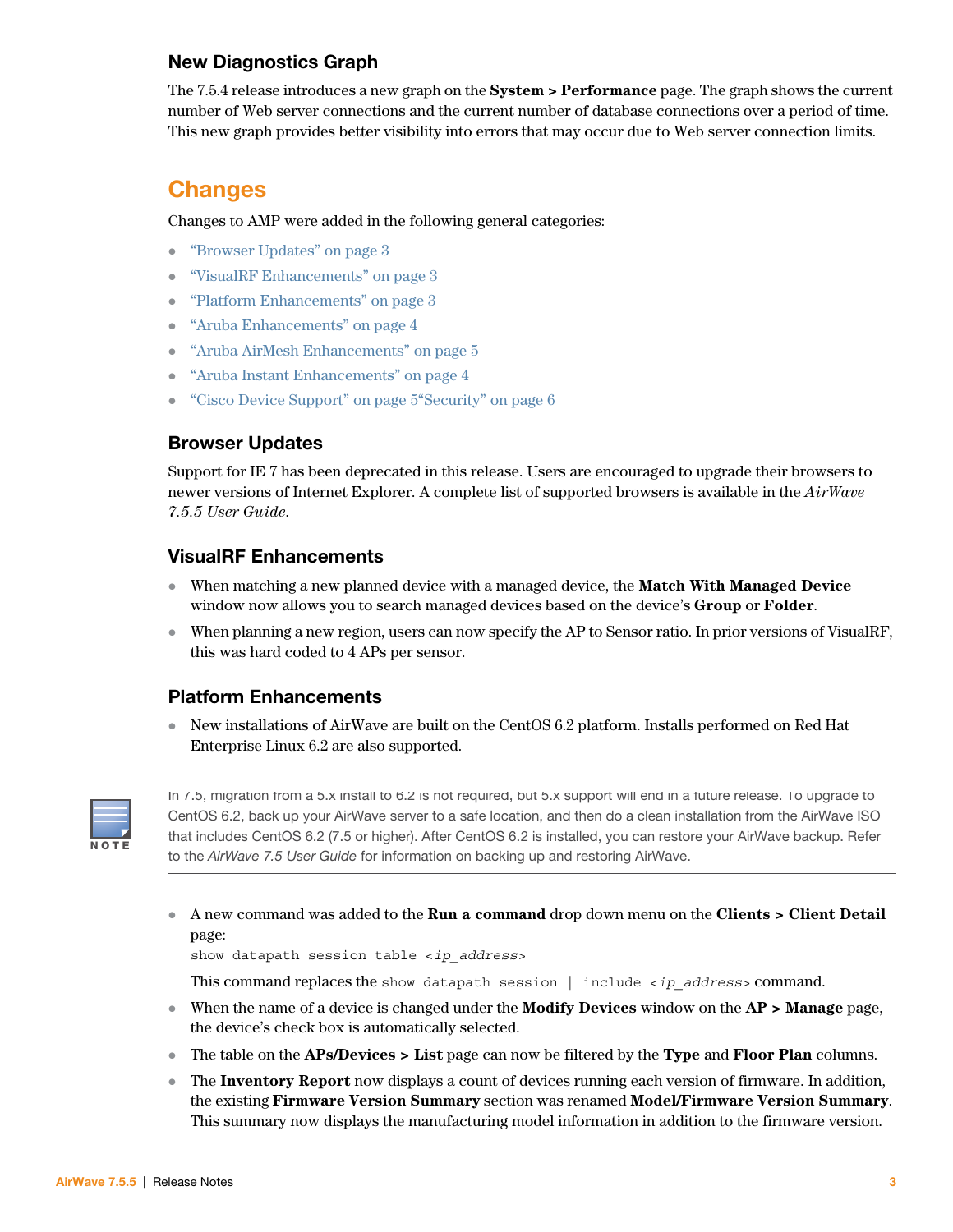### New Diagnostics Graph

The 7.5.4 release introduces a new graph on the **System > Performance** page. The graph shows the current number of Web server connections and the current number of database connections over a period of time. This new graph provides better visibility into errors that may occur due to Web server connection limits.

## Changes

Changes to AMP were added in the following general categories:

- "Browser Updates" on page 3
- "VisualRF Enhancements" on page 3
- "Platform Enhancements" on page 3
- "Aruba Enhancements" on page 4
- "Aruba AirMesh Enhancements" on page 5
- "Aruba Instant Enhancements" on page 4
- "Cisco Device Support" on page 5"Security" on page 6

### Browser Updates

Support for IE 7 has been deprecated in this release. Users are encouraged to upgrade their browsers to newer versions of Internet Explorer. A complete list of supported browsers is available in the *AirWave 7.5.5 User Guide*.

### VisualRF Enhancements

- When matching a new planned device with a managed device, the **Match With Managed Device** window now allows you to search managed devices based on the device's **Group** or **Folder**.
- When planning a new region, users can now specify the AP to Sensor ratio. In prior versions of VisualRF, this was hard coded to 4 APs per sensor.

### Platform Enhancements

- New installations of AirWave are built on the CentOS 6.2 platform. Installs performed on Red Hat Enterprise Linux 6.2 are also supported.

**NOTE:** In 7.5, migration from a 5.x install to 6.2 is not required, but 5.x support will end in a future release. To upgrade to CentOS 6.2, back up your AirWave server to a safe location, and then do a clean installation from the AirWave ISO that includes CentOS 6.2 (7.5 or higher). After CentOS 6.2 is installed, you can restore your AirWave backup. Refer to the *AirWave 7.5 User Guide* for information on backing up and restoring AirWave.

- A new command was added to the **Run a command** drop down menu on the **Clients > Client Detail** page:
  `show datapath session table <ip_address>`

  This command replaces the `show datapath session | include <ip_address>` command.
- When the name of a device is changed under the **Modify Devices** window on the **AP > Manage** page, the device's check box is automatically selected.
- The table on the **APs/Devices > List** page can now be filtered by the **Type** and **Floor Plan** columns.
- The **Inventory Report** now displays a count of devices running each version of firmware. In addition, the existing **Firmware Version Summary** section was renamed **Model/Firmware Version Summary**. This summary now displays the manufacturing model information in addition to the firmware version.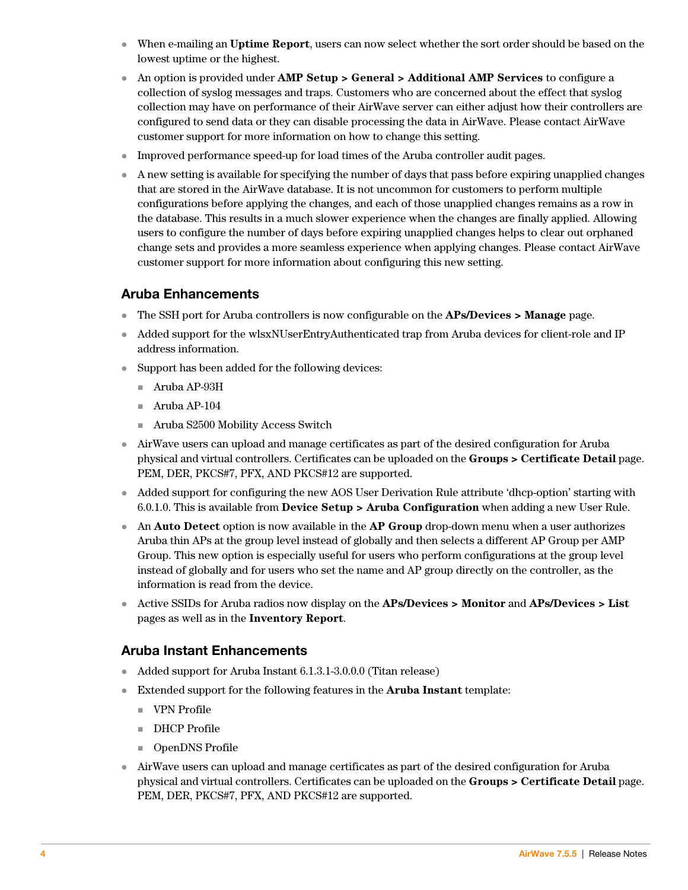- When e-mailing an **Uptime Report**, users can now select whether the sort order should be based on the lowest uptime or the highest.
- An option is provided under **AMP Setup > General > Additional AMP Services** to configure a collection of syslog messages and traps. Customers who are concerned about the effect that syslog collection may have on performance of their AirWave server can either adjust how their controllers are configured to send data or they can disable processing the data in AirWave. Please contact AirWave customer support for more information on how to change this setting.
- Improved performance speed-up for load times of the Aruba controller audit pages.
- A new setting is available for specifying the number of days that pass before expiring unapplied changes that are stored in the AirWave database. It is not uncommon for customers to perform multiple configurations before applying the changes, and each of those unapplied changes remains as a row in the database. This results in a much slower experience when the changes are finally applied. Allowing users to configure the number of days before expiring unapplied changes helps to clear out orphaned change sets and provides a more seamless experience when applying changes. Please contact AirWave customer support for more information about configuring this new setting.

## Aruba Enhancements

- The SSH port for Aruba controllers is now configurable on the **APs/Devices > Manage** page.
- Added support for the wlsxNUserEntryAuthenticated trap from Aruba devices for client-role and IP address information.
- Support has been added for the following devices:
  - Aruba AP-93H
  - Aruba AP-104
  - Aruba S2500 Mobility Access Switch
- AirWave users can upload and manage certificates as part of the desired configuration for Aruba physical and virtual controllers. Certificates can be uploaded on the **Groups > Certificate Detail** page. PEM, DER, PKCS#7, PFX, AND PKCS#12 are supported.
- Added support for configuring the new AOS User Derivation Rule attribute 'dhcp-option' starting with 6.0.1.0. This is available from **Device Setup > Aruba Configuration** when adding a new User Rule.
- An **Auto Detect** option is now available in the **AP Group** drop-down menu when a user authorizes Aruba thin APs at the group level instead of globally and then selects a different AP Group per AMP Group. This new option is especially useful for users who perform configurations at the group level instead of globally and for users who set the name and AP group directly on the controller, as the information is read from the device.
- Active SSIDs for Aruba radios now display on the **APs/Devices > Monitor** and **APs/Devices > List** pages as well as in the **Inventory Report**.

## Aruba Instant Enhancements

- Added support for Aruba Instant 6.1.3.1-3.0.0.0 (Titan release)
- Extended support for the following features in the **Aruba Instant** template:
  - VPN Profile
  - DHCP Profile
  - OpenDNS Profile
- AirWave users can upload and manage certificates as part of the desired configuration for Aruba physical and virtual controllers. Certificates can be uploaded on the **Groups > Certificate Detail** page. PEM, DER, PKCS#7, PFX, AND PKCS#12 are supported.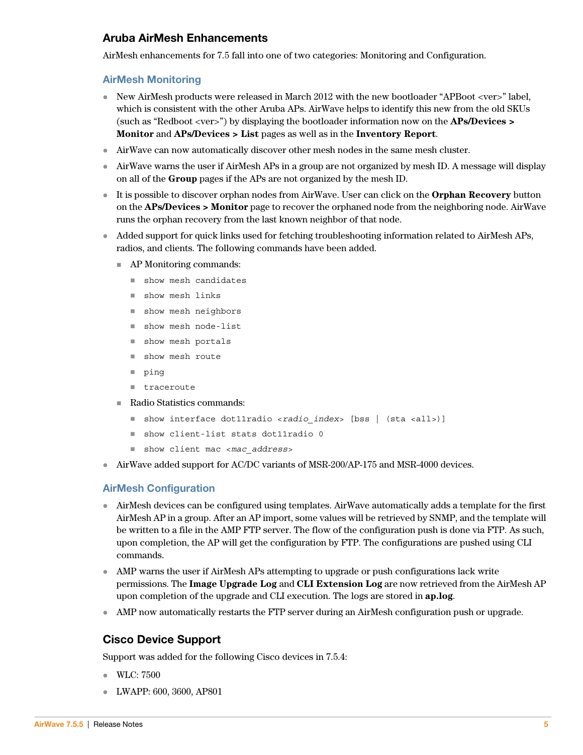## Aruba AirMesh Enhancements

AirMesh enhancements for 7.5 fall into one of two categories: Monitoring and Configuration.

### AirMesh Monitoring

- New AirMesh products were released in March 2012 with the new bootloader "APBoot <ver>" label, which is consistent with the other Aruba APs. AirWave helps to identify this new from the old SKUs (such as "Redboot <ver>") by displaying the bootloader information now on the **APs/Devices > Monitor** and **APs/Devices > List** pages as well as in the **Inventory Report**.
- AirWave can now automatically discover other mesh nodes in the same mesh cluster.
- AirWave warns the user if AirMesh APs in a group are not organized by mesh ID. A message will display on all of the **Group** pages if the APs are not organized by the mesh ID.
- It is possible to discover orphan nodes from AirWave. User can click on the **Orphan Recovery** button on the **APs/Devices > Monitor** page to recover the orphaned node from the neighboring node. AirWave runs the orphan recovery from the last known neighbor of that node.
- Added support for quick links used for fetching troubleshooting information related to AirMesh APs, radios, and clients. The following commands have been added.
  - AP Monitoring commands:
    - `show mesh candidates`
    - `show mesh links`
    - `show mesh neighbors`
    - `show mesh node-list`
    - `show mesh portals`
    - `show mesh route`
    - `ping`
    - `traceroute`
  - Radio Statistics commands:
    - `show interface dot11radio <radio_index> [bss | (sta <all>)]`
    - `show client-list stats dot11radio 0`
    - `show client mac <mac_address>`
- AirWave added support for AC/DC variants of MSR-200/AP-175 and MSR-4000 devices.

### AirMesh Configuration

- AirMesh devices can be configured using templates. AirWave automatically adds a template for the first AirMesh AP in a group. After an AP import, some values will be retrieved by SNMP, and the template will be written to a file in the AMP FTP server. The flow of the configuration push is done via FTP. As such, upon completion, the AP will get the configuration by FTP. The configurations are pushed using CLI commands.
- AMP warns the user if AirMesh APs attempting to upgrade or push configurations lack write permissions. The **Image Upgrade Log** and **CLI Extension Log** are now retrieved from the AirMesh AP upon completion of the upgrade and CLI execution. The logs are stored in **ap.log**.
- AMP now automatically restarts the FTP server during an AirMesh configuration push or upgrade.

## Cisco Device Support

Support was added for the following Cisco devices in 7.5.4:

- WLC: 7500
- LWAPP: 600, 3600, AP801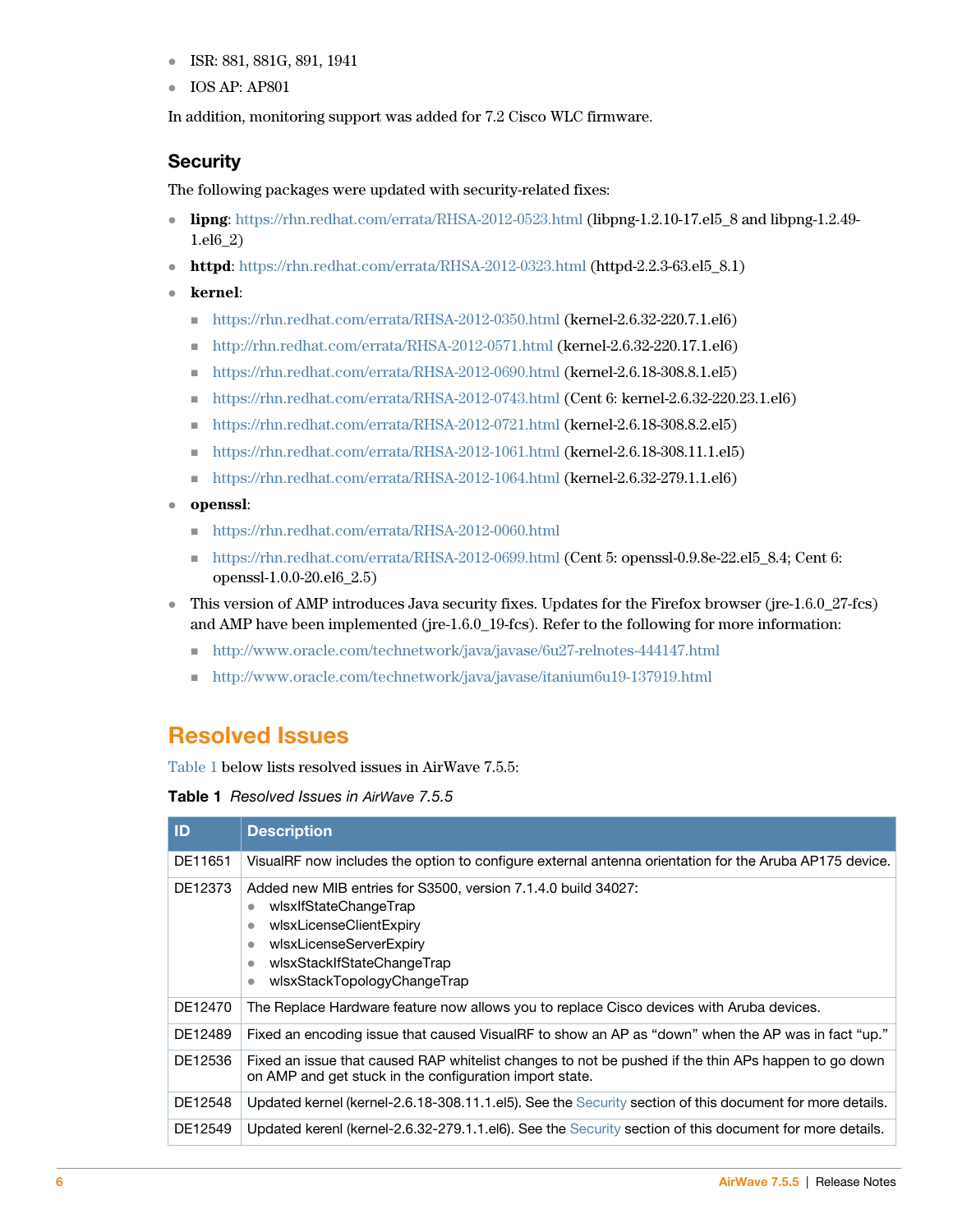- ISR: 881, 881G, 891, 1941
- IOS AP: AP801

In addition, monitoring support was added for 7.2 Cisco WLC firmware.

### Security

The following packages were updated with security-related fixes:

- **lipng**: https://rhn.redhat.com/errata/RHSA-2012-0523.html (libpng-1.2.10-17.el5_8 and libpng-1.2.49-1.el6_2)
- **httpd**: https://rhn.redhat.com/errata/RHSA-2012-0323.html (httpd-2.2.3-63.el5_8.1)
- **kernel**:
  - https://rhn.redhat.com/errata/RHSA-2012-0350.html (kernel-2.6.32-220.7.1.el6)
  - http://rhn.redhat.com/errata/RHSA-2012-0571.html (kernel-2.6.32-220.17.1.el6)
  - https://rhn.redhat.com/errata/RHSA-2012-0690.html (kernel-2.6.18-308.8.1.el5)
  - https://rhn.redhat.com/errata/RHSA-2012-0743.html (Cent 6: kernel-2.6.32-220.23.1.el6)
  - https://rhn.redhat.com/errata/RHSA-2012-0721.html (kernel-2.6.18-308.8.2.el5)
  - https://rhn.redhat.com/errata/RHSA-2012-1061.html (kernel-2.6.18-308.11.1.el5)
  - https://rhn.redhat.com/errata/RHSA-2012-1064.html (kernel-2.6.32-279.1.1.el6)
- **openssl**:
  - https://rhn.redhat.com/errata/RHSA-2012-0060.html
  - https://rhn.redhat.com/errata/RHSA-2012-0699.html (Cent 5: openssl-0.9.8e-22.el5_8.4; Cent 6: openssl-1.0.0-20.el6_2.5)
- This version of AMP introduces Java security fixes. Updates for the Firefox browser (jre-1.6.0_27-fcs) and AMP have been implemented (jre-1.6.0_19-fcs). Refer to the following for more information:
  - http://www.oracle.com/technetwork/java/javase/6u27-relnotes-444147.html
  - http://www.oracle.com/technetwork/java/javase/itanium6u19-137919.html

## Resolved Issues

Table 1 below lists resolved issues in AirWave 7.5.5:

**Table 1** *Resolved Issues in AirWave 7.5.5*

| ID | Description |
|---|---|
| DE11651 | VisualRF now includes the option to configure external antenna orientation for the Aruba AP175 device. |
| DE12373 | Added new MIB entries for S3500, version 7.1.4.0 build 34027:<br>• wlsxIfStateChangeTrap<br>• wlsxLicenseClientExpiry<br>• wlsxLicenseServerExpiry<br>• wlsxStackIfStateChangeTrap<br>• wlsxStackTopologyChangeTrap |
| DE12470 | The Replace Hardware feature now allows you to replace Cisco devices with Aruba devices. |
| DE12489 | Fixed an encoding issue that caused VisualRF to show an AP as "down" when the AP was in fact "up." |
| DE12536 | Fixed an issue that caused RAP whitelist changes to not be pushed if the thin APs happen to go down on AMP and get stuck in the configuration import state. |
| DE12548 | Updated kernel (kernel-2.6.18-308.11.1.el5). See the Security section of this document for more details. |
| DE12549 | Updated kerenl (kernel-2.6.32-279.1.1.el6). See the Security section of this document for more details. |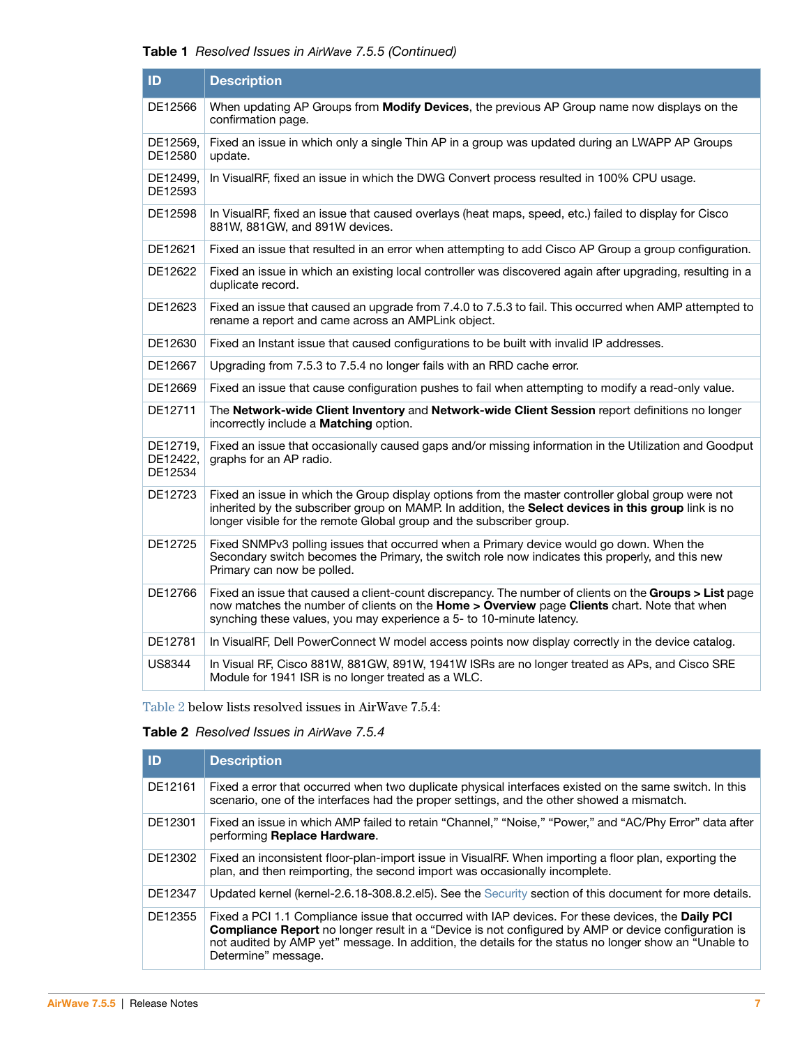**Table 1** *Resolved Issues in AirWave 7.5.5 (Continued)*

| ID | Description |
|---|---|
| DE12566 | When updating AP Groups from **Modify Devices**, the previous AP Group name now displays on the confirmation page. |
| DE12569, DE12580 | Fixed an issue in which only a single Thin AP in a group was updated during an LWAPP AP Groups update. |
| DE12499, DE12593 | In VisualRF, fixed an issue in which the DWG Convert process resulted in 100% CPU usage. |
| DE12598 | In VisualRF, fixed an issue that caused overlays (heat maps, speed, etc.) failed to display for Cisco 881W, 881GW, and 891W devices. |
| DE12621 | Fixed an issue that resulted in an error when attempting to add Cisco AP Group a group configuration. |
| DE12622 | Fixed an issue in which an existing local controller was discovered again after upgrading, resulting in a duplicate record. |
| DE12623 | Fixed an issue that caused an upgrade from 7.4.0 to 7.5.3 to fail. This occurred when AMP attempted to rename a report and came across an AMPLink object. |
| DE12630 | Fixed an Instant issue that caused configurations to be built with invalid IP addresses. |
| DE12667 | Upgrading from 7.5.3 to 7.5.4 no longer fails with an RRD cache error. |
| DE12669 | Fixed an issue that cause configuration pushes to fail when attempting to modify a read-only value. |
| DE12711 | The **Network-wide Client Inventory** and **Network-wide Client Session** report definitions no longer incorrectly include a **Matching** option. |
| DE12719, DE12422, DE12534 | Fixed an issue that occasionally caused gaps and/or missing information in the Utilization and Goodput graphs for an AP radio. |
| DE12723 | Fixed an issue in which the Group display options from the master controller global group were not inherited by the subscriber group on MAMP. In addition, the **Select devices in this group** link is no longer visible for the remote Global group and the subscriber group. |
| DE12725 | Fixed SNMPv3 polling issues that occurred when a Primary device would go down. When the Secondary switch becomes the Primary, the switch role now indicates this properly, and this new Primary can now be polled. |
| DE12766 | Fixed an issue that caused a client-count discrepancy. The number of clients on the **Groups > List** page now matches the number of clients on the **Home > Overview** page **Clients** chart. Note that when synching these values, you may experience a 5- to 10-minute latency. |
| DE12781 | In VisualRF, Dell PowerConnect W model access points now display correctly in the device catalog. |
| US8344 | In Visual RF, Cisco 881W, 881GW, 891W, 1941W ISRs are no longer treated as APs, and Cisco SRE Module for 1941 ISR is no longer treated as a WLC. |

Table 2 below lists resolved issues in AirWave 7.5.4:

**Table 2** *Resolved Issues in AirWave 7.5.4*

| ID | Description |
|---|---|
| DE12161 | Fixed a error that occurred when two duplicate physical interfaces existed on the same switch. In this scenario, one of the interfaces had the proper settings, and the other showed a mismatch. |
| DE12301 | Fixed an issue in which AMP failed to retain “Channel,” “Noise,” “Power,” and “AC/Phy Error” data after performing **Replace Hardware**. |
| DE12302 | Fixed an inconsistent floor-plan-import issue in VisualRF. When importing a floor plan, exporting the plan, and then reimporting, the second import was occasionally incomplete. |
| DE12347 | Updated kernel (kernel-2.6.18-308.8.2.el5). See the Security section of this document for more details. |
| DE12355 | Fixed a PCI 1.1 Compliance issue that occurred with IAP devices. For these devices, the **Daily PCI Compliance Report** no longer result in a “Device is not configured by AMP or device configuration is not audited by AMP yet” message. In addition, the details for the status no longer show an “Unable to Determine” message. |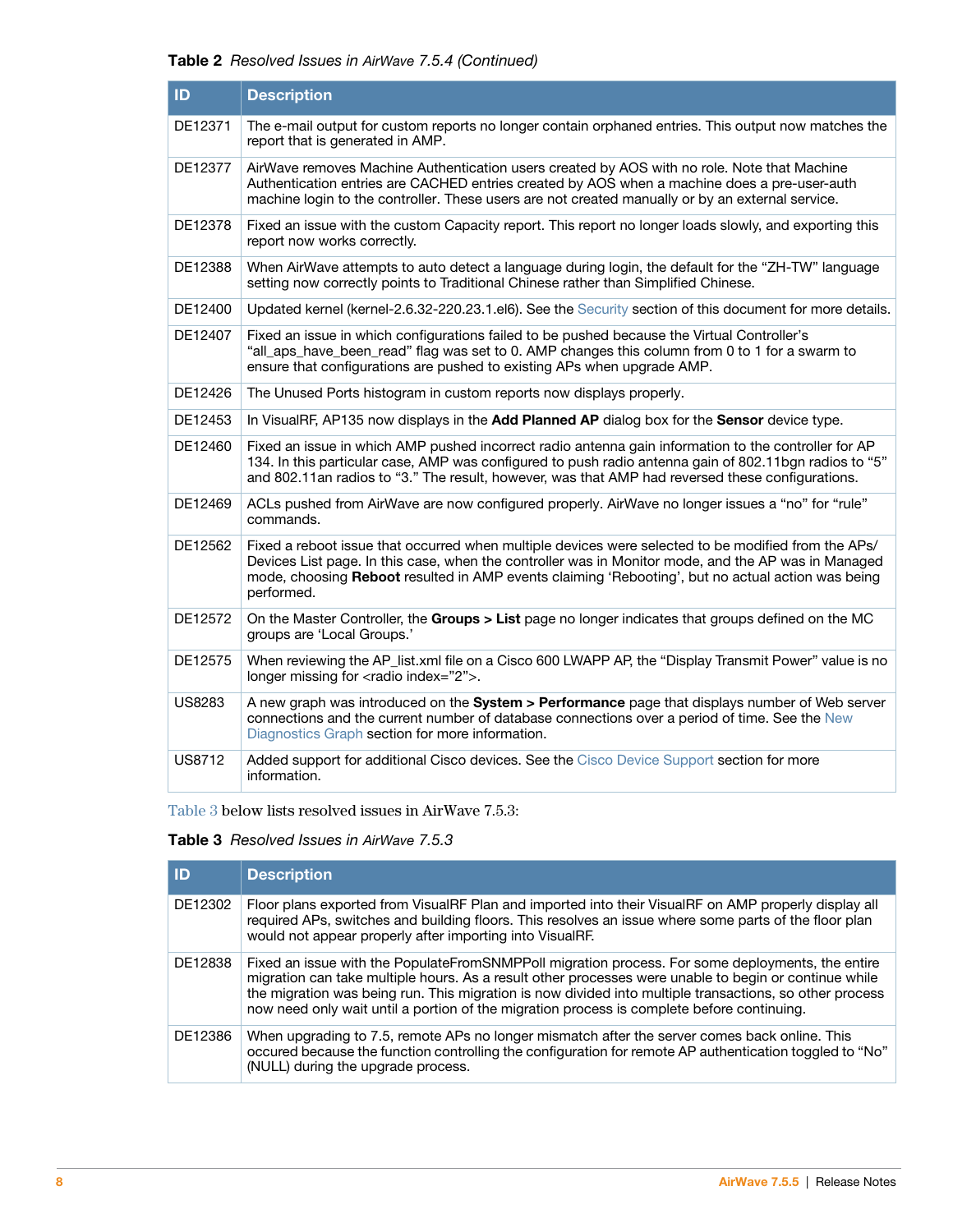**Table 2** *Resolved Issues in AirWave 7.5.4 (Continued)*

| ID | Description |
|---|---|
| DE12371 | The e-mail output for custom reports no longer contain orphaned entries. This output now matches the report that is generated in AMP. |
| DE12377 | AirWave removes Machine Authentication users created by AOS with no role. Note that Machine Authentication entries are CACHED entries created by AOS when a machine does a pre-user-auth machine login to the controller. These users are not created manually or by an external service. |
| DE12378 | Fixed an issue with the custom Capacity report. This report no longer loads slowly, and exporting this report now works correctly. |
| DE12388 | When AirWave attempts to auto detect a language during login, the default for the “ZH-TW” language setting now correctly points to Traditional Chinese rather than Simplified Chinese. |
| DE12400 | Updated kernel (kernel-2.6.32-220.23.1.el6). See the Security section of this document for more details. |
| DE12407 | Fixed an issue in which configurations failed to be pushed because the Virtual Controller's “all_aps_have_been_read” flag was set to 0. AMP changes this column from 0 to 1 for a swarm to ensure that configurations are pushed to existing APs when upgrade AMP. |
| DE12426 | The Unused Ports histogram in custom reports now displays properly. |
| DE12453 | In VisualRF, AP135 now displays in the **Add Planned AP** dialog box for the **Sensor** device type. |
| DE12460 | Fixed an issue in which AMP pushed incorrect radio antenna gain information to the controller for AP 134. In this particular case, AMP was configured to push radio antenna gain of 802.11bgn radios to “5” and 802.11an radios to “3.” The result, however, was that AMP had reversed these configurations. |
| DE12469 | ACLs pushed from AirWave are now configured properly. AirWave no longer issues a “no” for “rule” commands. |
| DE12562 | Fixed a reboot issue that occurred when multiple devices were selected to be modified from the APs/Devices List page. In this case, when the controller was in Monitor mode, and the AP was in Managed mode, choosing **Reboot** resulted in AMP events claiming ‘Rebooting’, but no actual action was being performed. |
| DE12572 | On the Master Controller, the **Groups > List** page no longer indicates that groups defined on the MC groups are ‘Local Groups.’ |
| DE12575 | When reviewing the AP_list.xml file on a Cisco 600 LWAPP AP, the “Display Transmit Power” value is no longer missing for <radio index="2">. |
| US8283 | A new graph was introduced on the **System > Performance** page that displays number of Web server connections and the current number of database connections over a period of time. See the New Diagnostics Graph section for more information. |
| US8712 | Added support for additional Cisco devices. See the Cisco Device Support section for more information. |

Table 3 below lists resolved issues in AirWave 7.5.3:

**Table 3** *Resolved Issues in AirWave 7.5.3*

| ID | Description |
|---|---|
| DE12302 | Floor plans exported from VisualRF Plan and imported into their VisualRF on AMP properly display all required APs, switches and building floors. This resolves an issue where some parts of the floor plan would not appear properly after importing into VisualRF. |
| DE12838 | Fixed an issue with the PopulateFromSNMPPoll migration process. For some deployments, the entire migration can take multiple hours. As a result other processes were unable to begin or continue while the migration was being run. This migration is now divided into multiple transactions, so other process now need only wait until a portion of the migration process is complete before continuing. |
| DE12386 | When upgrading to 7.5, remote APs no longer mismatch after the server comes back online. This occured because the function controlling the configuration for remote AP authentication toggled to “No” (NULL) during the upgrade process. |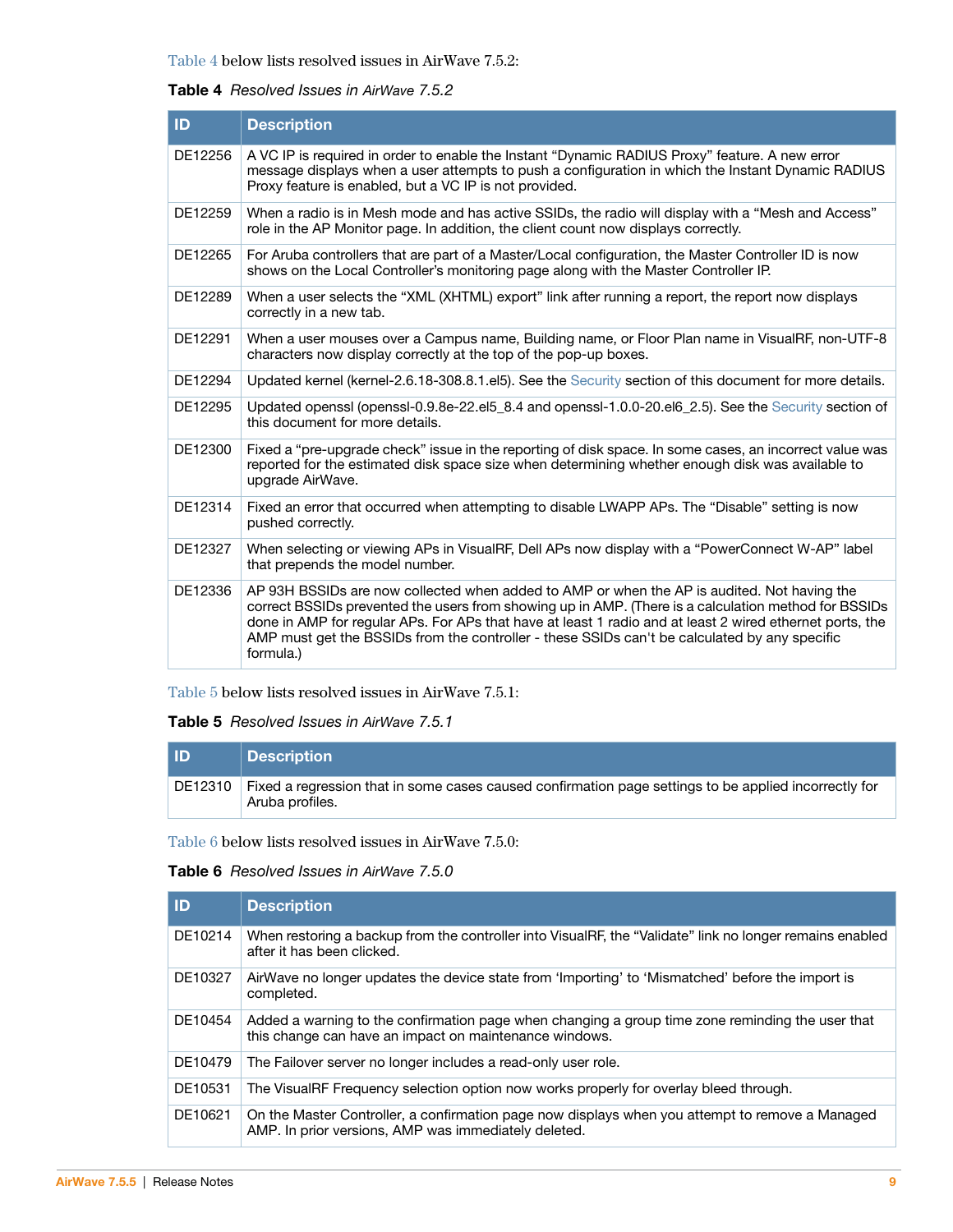Table 4 below lists resolved issues in AirWave 7.5.2:

**Table 4** *Resolved Issues in AirWave 7.5.2*

| ID | Description |
|---|---|
| DE12256 | A VC IP is required in order to enable the Instant “Dynamic RADIUS Proxy” feature. A new error message displays when a user attempts to push a configuration in which the Instant Dynamic RADIUS Proxy feature is enabled, but a VC IP is not provided. |
| DE12259 | When a radio is in Mesh mode and has active SSIDs, the radio will display with a “Mesh and Access” role in the AP Monitor page. In addition, the client count now displays correctly. |
| DE12265 | For Aruba controllers that are part of a Master/Local configuration, the Master Controller ID is now shows on the Local Controller’s monitoring page along with the Master Controller IP. |
| DE12289 | When a user selects the “XML (XHTML) export” link after running a report, the report now displays correctly in a new tab. |
| DE12291 | When a user mouses over a Campus name, Building name, or Floor Plan name in VisualRF, non-UTF-8 characters now display correctly at the top of the pop-up boxes. |
| DE12294 | Updated kernel (kernel-2.6.18-308.8.1.el5). See the Security section of this document for more details. |
| DE12295 | Updated openssl (openssl-0.9.8e-22.el5_8.4 and openssl-1.0.0-20.el6_2.5). See the Security section of this document for more details. |
| DE12300 | Fixed a “pre-upgrade check” issue in the reporting of disk space. In some cases, an incorrect value was reported for the estimated disk space size when determining whether enough disk was available to upgrade AirWave. |
| DE12314 | Fixed an error that occurred when attempting to disable LWAPP APs. The “Disable” setting is now pushed correctly. |
| DE12327 | When selecting or viewing APs in VisualRF, Dell APs now display with a “PowerConnect W-AP” label that prepends the model number. |
| DE12336 | AP 93H BSSIDs are now collected when added to AMP or when the AP is audited. Not having the correct BSSIDs prevented the users from showing up in AMP. (There is a calculation method for BSSIDs done in AMP for regular APs. For APs that have at least 1 radio and at least 2 wired ethernet ports, the AMP must get the BSSIDs from the controller - these SSIDs can't be calculated by any specific formula.) |

Table 5 below lists resolved issues in AirWave 7.5.1:

**Table 5** *Resolved Issues in AirWave 7.5.1*

| ID | Description |
|---|---|
| DE12310 | Fixed a regression that in some cases caused confirmation page settings to be applied incorrectly for Aruba profiles. |

Table 6 below lists resolved issues in AirWave 7.5.0:

**Table 6** *Resolved Issues in AirWave 7.5.0*

| ID | Description |
|---|---|
| DE10214 | When restoring a backup from the controller into VisualRF, the “Validate” link no longer remains enabled after it has been clicked. |
| DE10327 | AirWave no longer updates the device state from ‘Importing’ to ‘Mismatched’ before the import is completed. |
| DE10454 | Added a warning to the confirmation page when changing a group time zone reminding the user that this change can have an impact on maintenance windows. |
| DE10479 | The Failover server no longer includes a read-only user role. |
| DE10531 | The VisualRF Frequency selection option now works properly for overlay bleed through. |
| DE10621 | On the Master Controller, a confirmation page now displays when you attempt to remove a Managed AMP. In prior versions, AMP was immediately deleted. |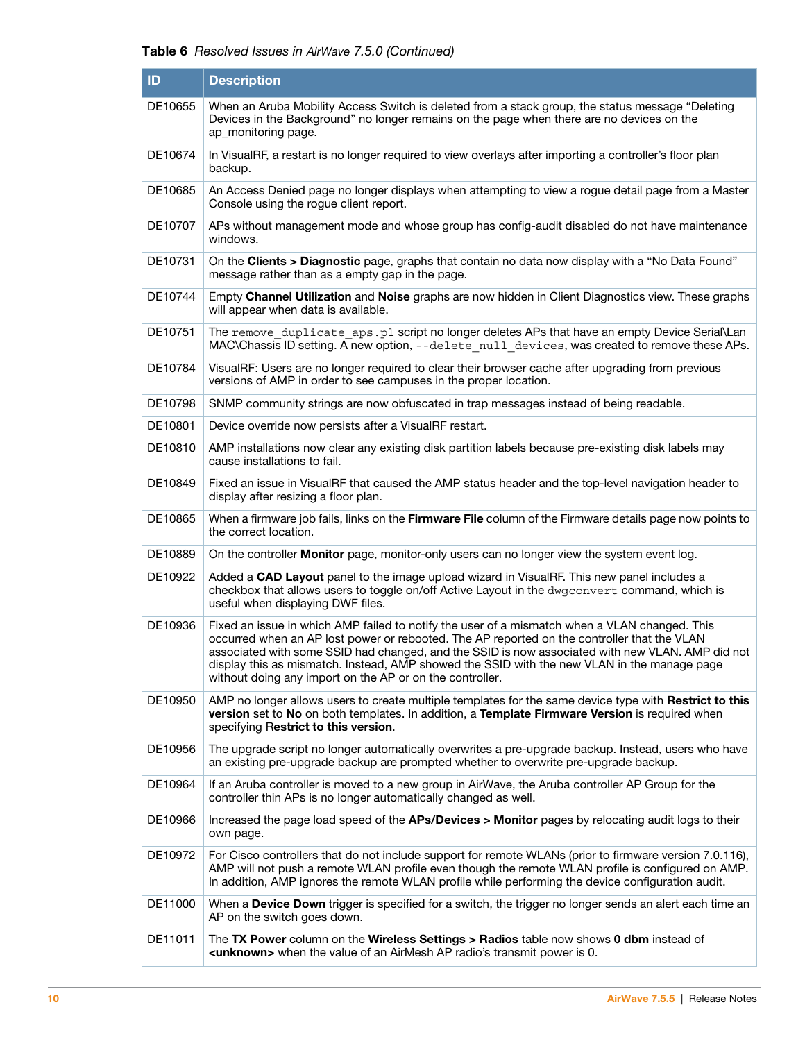**Table 6** *Resolved Issues in AirWave 7.5.0 (Continued)*

| ID | Description |
|---|---|
| DE10655 | When an Aruba Mobility Access Switch is deleted from a stack group, the status message "Deleting Devices in the Background" no longer remains on the page when there are no devices on the ap_monitoring page. |
| DE10674 | In VisualRF, a restart is no longer required to view overlays after importing a controller's floor plan backup. |
| DE10685 | An Access Denied page no longer displays when attempting to view a rogue detail page from a Master Console using the rogue client report. |
| DE10707 | APs without management mode and whose group has config-audit disabled do not have maintenance windows. |
| DE10731 | On the **Clients > Diagnostic** page, graphs that contain no data now display with a "No Data Found" message rather than as a empty gap in the page. |
| DE10744 | Empty **Channel Utilization** and **Noise** graphs are now hidden in Client Diagnostics view. These graphs will appear when data is available. |
| DE10751 | The `remove_duplicate_aps.pl` script no longer deletes APs that have an empty Device Serial\Lan MAC\Chassis ID setting. A new option, `--delete_null_devices`, was created to remove these APs. |
| DE10784 | VisualRF: Users are no longer required to clear their browser cache after upgrading from previous versions of AMP in order to see campuses in the proper location. |
| DE10798 | SNMP community strings are now obfuscated in trap messages instead of being readable. |
| DE10801 | Device override now persists after a VisualRF restart. |
| DE10810 | AMP installations now clear any existing disk partition labels because pre-existing disk labels may cause installations to fail. |
| DE10849 | Fixed an issue in VisualRF that caused the AMP status header and the top-level navigation header to display after resizing a floor plan. |
| DE10865 | When a firmware job fails, links on the **Firmware File** column of the Firmware details page now points to the correct location. |
| DE10889 | On the controller **Monitor** page, monitor-only users can no longer view the system event log. |
| DE10922 | Added a **CAD Layout** panel to the image upload wizard in VisualRF. This new panel includes a checkbox that allows users to toggle on/off Active Layout in the `dwgconvert` command, which is useful when displaying DWF files. |
| DE10936 | Fixed an issue in which AMP failed to notify the user of a mismatch when a VLAN changed. This occurred when an AP lost power or rebooted. The AP reported on the controller that the VLAN associated with some SSID had changed, and the SSID is now associated with new VLAN. AMP did not display this as mismatch. Instead, AMP showed the SSID with the new VLAN in the manage page without doing any import on the AP or on the controller. |
| DE10950 | AMP no longer allows users to create multiple templates for the same device type with **Restrict to this version** set to **No** on both templates. In addition, a **Template Firmware Version** is required when specifying R**estrict to this version**. |
| DE10956 | The upgrade script no longer automatically overwrites a pre-upgrade backup. Instead, users who have an existing pre-upgrade backup are prompted whether to overwrite pre-upgrade backup. |
| DE10964 | If an Aruba controller is moved to a new group in AirWave, the Aruba controller AP Group for the controller thin APs is no longer automatically changed as well. |
| DE10966 | Increased the page load speed of the **APs/Devices > Monitor** pages by relocating audit logs to their own page. |
| DE10972 | For Cisco controllers that do not include support for remote WLANs (prior to firmware version 7.0.116), AMP will not push a remote WLAN profile even though the remote WLAN profile is configured on AMP. In addition, AMP ignores the remote WLAN profile while performing the device configuration audit. |
| DE11000 | When a **Device Down** trigger is specified for a switch, the trigger no longer sends an alert each time an AP on the switch goes down. |
| DE11011 | The **TX Power** column on the **Wireless Settings > Radios** table now shows **0 dbm** instead of **<unknown>** when the value of an AirMesh AP radio's transmit power is 0. |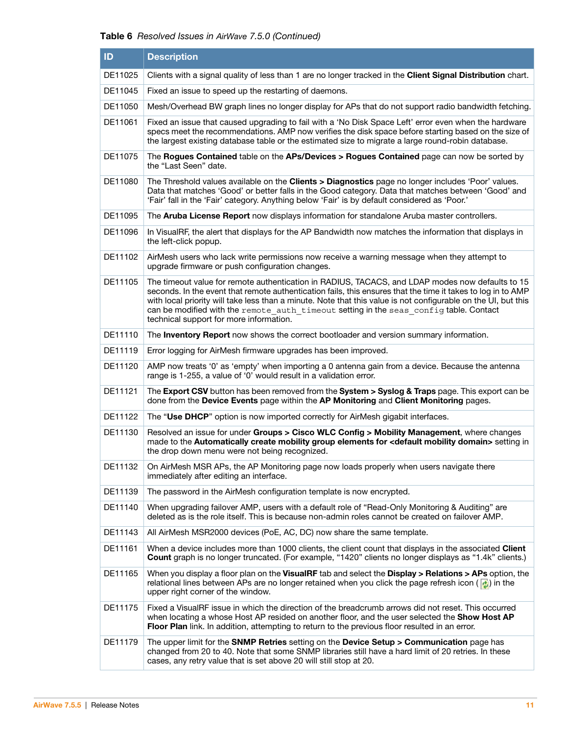**Table 6** *Resolved Issues in AirWave 7.5.0 (Continued)*

| ID | Description |
|---|---|
| DE11025 | Clients with a signal quality of less than 1 are no longer tracked in the **Client Signal Distribution** chart. |
| DE11045 | Fixed an issue to speed up the restarting of daemons. |
| DE11050 | Mesh/Overhead BW graph lines no longer display for APs that do not support radio bandwidth fetching. |
| DE11061 | Fixed an issue that caused upgrading to fail with a 'No Disk Space Left' error even when the hardware specs meet the recommendations. AMP now verifies the disk space before starting based on the size of the largest existing database table or the estimated size to migrate a large round-robin database. |
| DE11075 | The **Rogues Contained** table on the **APs/Devices > Rogues Contained** page can now be sorted by the "Last Seen" date. |
| DE11080 | The Threshold values available on the **Clients > Diagnostics** page no longer includes 'Poor' values. Data that matches 'Good' or better falls in the Good category. Data that matches between 'Good' and 'Fair' fall in the 'Fair' category. Anything below 'Fair' is by default considered as 'Poor.' |
| DE11095 | The **Aruba License Report** now displays information for standalone Aruba master controllers. |
| DE11096 | In VisualRF, the alert that displays for the AP Bandwidth now matches the information that displays in the left-click popup. |
| DE11102 | AirMesh users who lack write permissions now receive a warning message when they attempt to upgrade firmware or push configuration changes. |
| DE11105 | The timeout value for remote authentication in RADIUS, TACACS, and LDAP modes now defaults to 15 seconds. In the event that remote authentication fails, this ensures that the time it takes to log in to AMP with local priority will take less than a minute. Note that this value is not configurable on the UI, but this can be modified with the `remote_auth_timeout` setting in the `seas_config` table. Contact technical support for more information. |
| DE11110 | The **Inventory Report** now shows the correct bootloader and version summary information. |
| DE11119 | Error logging for AirMesh firmware upgrades has been improved. |
| DE11120 | AMP now treats '0' as 'empty' when importing a 0 antenna gain from a device. Because the antenna range is 1-255, a value of '0' would result in a validation error. |
| DE11121 | The **Export CSV** button has been removed from the **System > Syslog & Traps** page. This export can be done from the **Device Events** page within the **AP Monitoring** and **Client Monitoring** pages. |
| DE11122 | The "**Use DHCP**" option is now imported correctly for AirMesh gigabit interfaces. |
| DE11130 | Resolved an issue for under **Groups > Cisco WLC Config > Mobility Management**, where changes made to the **Automatically create mobility group elements for <default mobility domain>** setting in the drop down menu were not being recognized. |
| DE11132 | On AirMesh MSR APs, the AP Monitoring page now loads properly when users navigate there immediately after editing an interface. |
| DE11139 | The password in the AirMesh configuration template is now encrypted. |
| DE11140 | When upgrading failover AMP, users with a default role of "Read-Only Monitoring & Auditing" are deleted as is the role itself. This is because non-admin roles cannot be created on failover AMP. |
| DE11143 | All AirMesh MSR2000 devices (PoE, AC, DC) now share the same template. |
| DE11161 | When a device includes more than 1000 clients, the client count that displays in the associated **Client Count** graph is no longer truncated. (For example, "1420" clients no longer displays as "1.4k" clients.) |
| DE11165 | When you display a floor plan on the **VisualRF** tab and select the **Display > Relations > APs** option, the relational lines between APs are no longer retained when you click the page refresh icon ( ) in the upper right corner of the window. |
| DE11175 | Fixed a VisualRF issue in which the direction of the breadcrumb arrows did not reset. This occurred when locating a whose Host AP resided on another floor, and the user selected the **Show Host AP Floor Plan** link. In addition, attempting to return to the previous floor resulted in an error. |
| DE11179 | The upper limit for the **SNMP Retries** setting on the **Device Setup > Communication** page has changed from 20 to 40. Note that some SNMP libraries still have a hard limit of 20 retries. In these cases, any retry value that is set above 20 will still stop at 20. |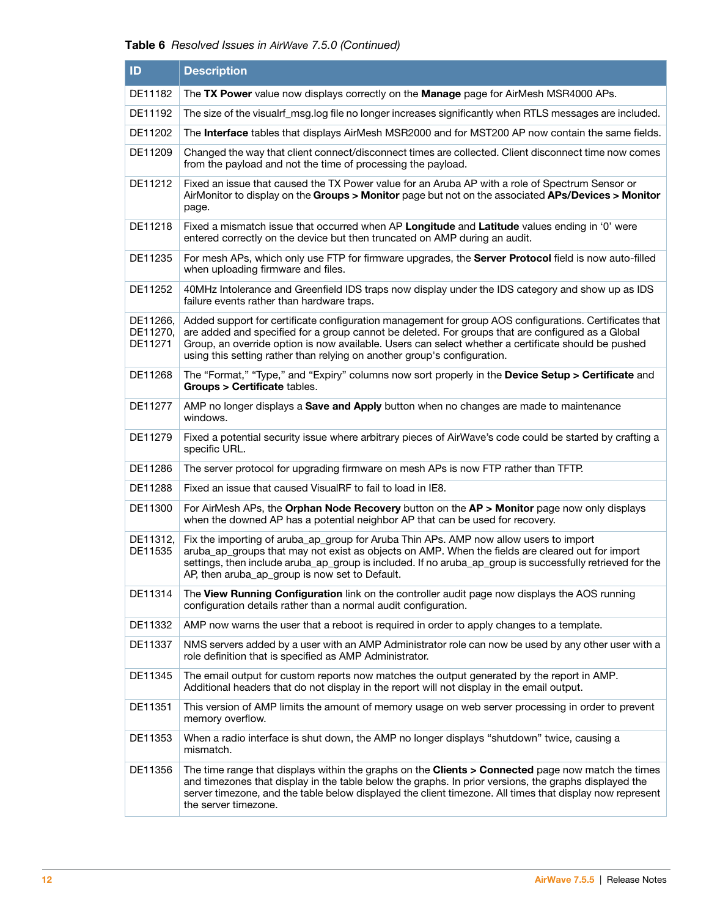**Table 6** *Resolved Issues in AirWave 7.5.0 (Continued)*

| ID | Description |
|---|---|
| DE11182 | The **TX Power** value now displays correctly on the **Manage** page for AirMesh MSR4000 APs. |
| DE11192 | The size of the visualrf_msg.log file no longer increases significantly when RTLS messages are included. |
| DE11202 | The **Interface** tables that displays AirMesh MSR2000 and for MST200 AP now contain the same fields. |
| DE11209 | Changed the way that client connect/disconnect times are collected. Client disconnect time now comes from the payload and not the time of processing the payload. |
| DE11212 | Fixed an issue that caused the TX Power value for an Aruba AP with a role of Spectrum Sensor or AirMonitor to display on the **Groups > Monitor** page but not on the associated **APs/Devices > Monitor** page. |
| DE11218 | Fixed a mismatch issue that occurred when AP **Longitude** and **Latitude** values ending in '0' were entered correctly on the device but then truncated on AMP during an audit. |
| DE11235 | For mesh APs, which only use FTP for firmware upgrades, the **Server Protocol** field is now auto-filled when uploading firmware and files. |
| DE11252 | 40MHz Intolerance and Greenfield IDS traps now display under the IDS category and show up as IDS failure events rather than hardware traps. |
| DE11266, DE11270, DE11271 | Added support for certificate configuration management for group AOS configurations. Certificates that are added and specified for a group cannot be deleted. For groups that are configured as a Global Group, an override option is now available. Users can select whether a certificate should be pushed using this setting rather than relying on another group's configuration. |
| DE11268 | The "Format," "Type," and "Expiry" columns now sort properly in the **Device Setup > Certificate** and **Groups > Certificate** tables. |
| DE11277 | AMP no longer displays a **Save and Apply** button when no changes are made to maintenance windows. |
| DE11279 | Fixed a potential security issue where arbitrary pieces of AirWave's code could be started by crafting a specific URL. |
| DE11286 | The server protocol for upgrading firmware on mesh APs is now FTP rather than TFTP. |
| DE11288 | Fixed an issue that caused VisualRF to fail to load in IE8. |
| DE11300 | For AirMesh APs, the **Orphan Node Recovery** button on the **AP > Monitor** page now only displays when the downed AP has a potential neighbor AP that can be used for recovery. |
| DE11312, DE11535 | Fix the importing of aruba_ap_group for Aruba Thin APs. AMP now allow users to import aruba_ap_groups that may not exist as objects on AMP. When the fields are cleared out for import settings, then include aruba_ap_group is included. If no aruba_ap_group is successfully retrieved for the AP, then aruba_ap_group is now set to Default. |
| DE11314 | The **View Running Configuration** link on the controller audit page now displays the AOS running configuration details rather than a normal audit configuration. |
| DE11332 | AMP now warns the user that a reboot is required in order to apply changes to a template. |
| DE11337 | NMS servers added by a user with an AMP Administrator role can now be used by any other user with a role definition that is specified as AMP Administrator. |
| DE11345 | The email output for custom reports now matches the output generated by the report in AMP. Additional headers that do not display in the report will not display in the email output. |
| DE11351 | This version of AMP limits the amount of memory usage on web server processing in order to prevent memory overflow. |
| DE11353 | When a radio interface is shut down, the AMP no longer displays "shutdown" twice, causing a mismatch. |
| DE11356 | The time range that displays within the graphs on the **Clients > Connected** page now match the times and timezones that display in the table below the graphs. In prior versions, the graphs displayed the server timezone, and the table below displayed the client timezone. All times that display now represent the server timezone. |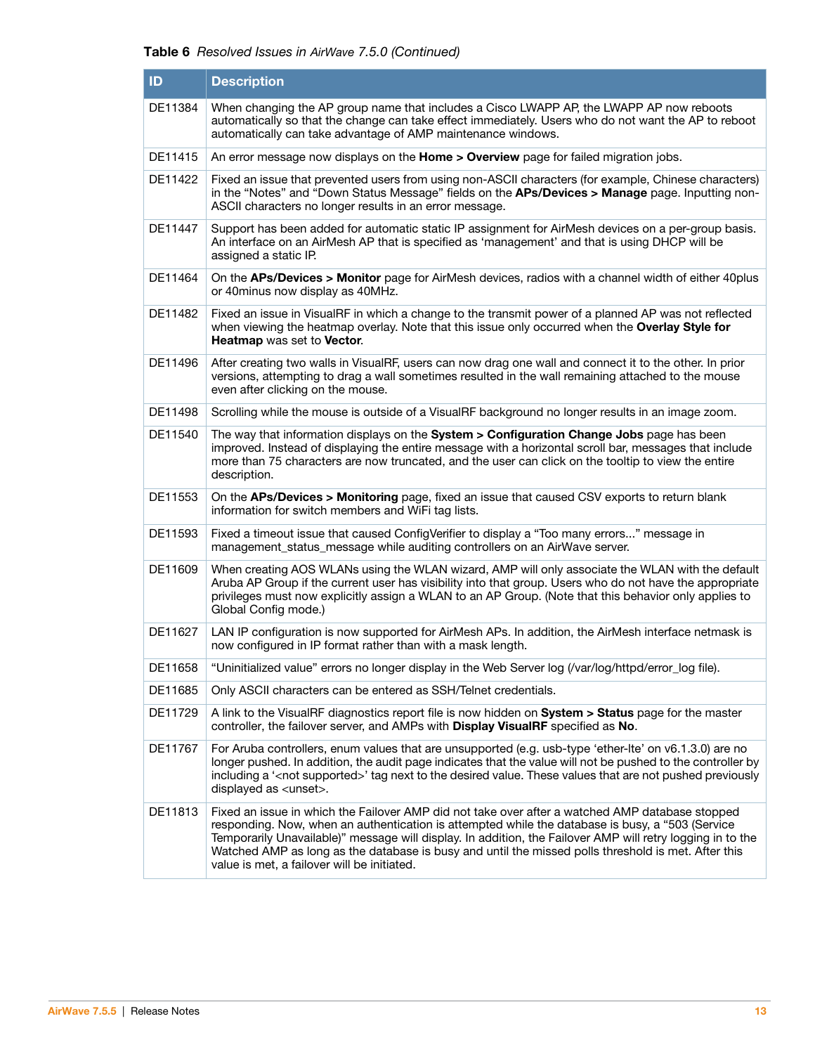**Table 6** *Resolved Issues in AirWave 7.5.0 (Continued)*

| ID | Description |
|---|---|
| DE11384 | When changing the AP group name that includes a Cisco LWAPP AP, the LWAPP AP now reboots automatically so that the change can take effect immediately. Users who do not want the AP to reboot automatically can take advantage of AMP maintenance windows. |
| DE11415 | An error message now displays on the **Home > Overview** page for failed migration jobs. |
| DE11422 | Fixed an issue that prevented users from using non-ASCII characters (for example, Chinese characters) in the “Notes” and “Down Status Message” fields on the **APs/Devices > Manage** page. Inputting non-ASCII characters no longer results in an error message. |
| DE11447 | Support has been added for automatic static IP assignment for AirMesh devices on a per-group basis. An interface on an AirMesh AP that is specified as ‘management’ and that is using DHCP will be assigned a static IP. |
| DE11464 | On the **APs/Devices > Monitor** page for AirMesh devices, radios with a channel width of either 40plus or 40minus now display as 40MHz. |
| DE11482 | Fixed an issue in VisualRF in which a change to the transmit power of a planned AP was not reflected when viewing the heatmap overlay. Note that this issue only occurred when the **Overlay Style for Heatmap** was set to **Vector**. |
| DE11496 | After creating two walls in VisualRF, users can now drag one wall and connect it to the other. In prior versions, attempting to drag a wall sometimes resulted in the wall remaining attached to the mouse even after clicking on the mouse. |
| DE11498 | Scrolling while the mouse is outside of a VisualRF background no longer results in an image zoom. |
| DE11540 | The way that information displays on the **System > Configuration Change Jobs** page has been improved. Instead of displaying the entire message with a horizontal scroll bar, messages that include more than 75 characters are now truncated, and the user can click on the tooltip to view the entire description. |
| DE11553 | On the **APs/Devices > Monitoring** page, fixed an issue that caused CSV exports to return blank information for switch members and WiFi tag lists. |
| DE11593 | Fixed a timeout issue that caused ConfigVerifier to display a “Too many errors...” message in management_status_message while auditing controllers on an AirWave server. |
| DE11609 | When creating AOS WLANs using the WLAN wizard, AMP will only associate the WLAN with the default Aruba AP Group if the current user has visibility into that group. Users who do not have the appropriate privileges must now explicitly assign a WLAN to an AP Group. (Note that this behavior only applies to Global Config mode.) |
| DE11627 | LAN IP configuration is now supported for AirMesh APs. In addition, the AirMesh interface netmask is now configured in IP format rather than with a mask length. |
| DE11658 | “Uninitialized value” errors no longer display in the Web Server log (/var/log/httpd/error_log file). |
| DE11685 | Only ASCII characters can be entered as SSH/Telnet credentials. |
| DE11729 | A link to the VisualRF diagnostics report file is now hidden on **System > Status** page for the master controller, the failover server, and AMPs with **Display VisualRF** specified as **No**. |
| DE11767 | For Aruba controllers, enum values that are unsupported (e.g. usb-type ‘ether-lte’ on v6.1.3.0) are no longer pushed. In addition, the audit page indicates that the value will not be pushed to the controller by including a ‘<not supported>’ tag next to the desired value. These values that are not pushed previously displayed as <unset>. |
| DE11813 | Fixed an issue in which the Failover AMP did not take over after a watched AMP database stopped responding. Now, when an authentication is attempted while the database is busy, a “503 (Service Temporarily Unavailable)” message will display. In addition, the Failover AMP will retry logging in to the Watched AMP as long as the database is busy and until the missed polls threshold is met. After this value is met, a failover will be initiated. |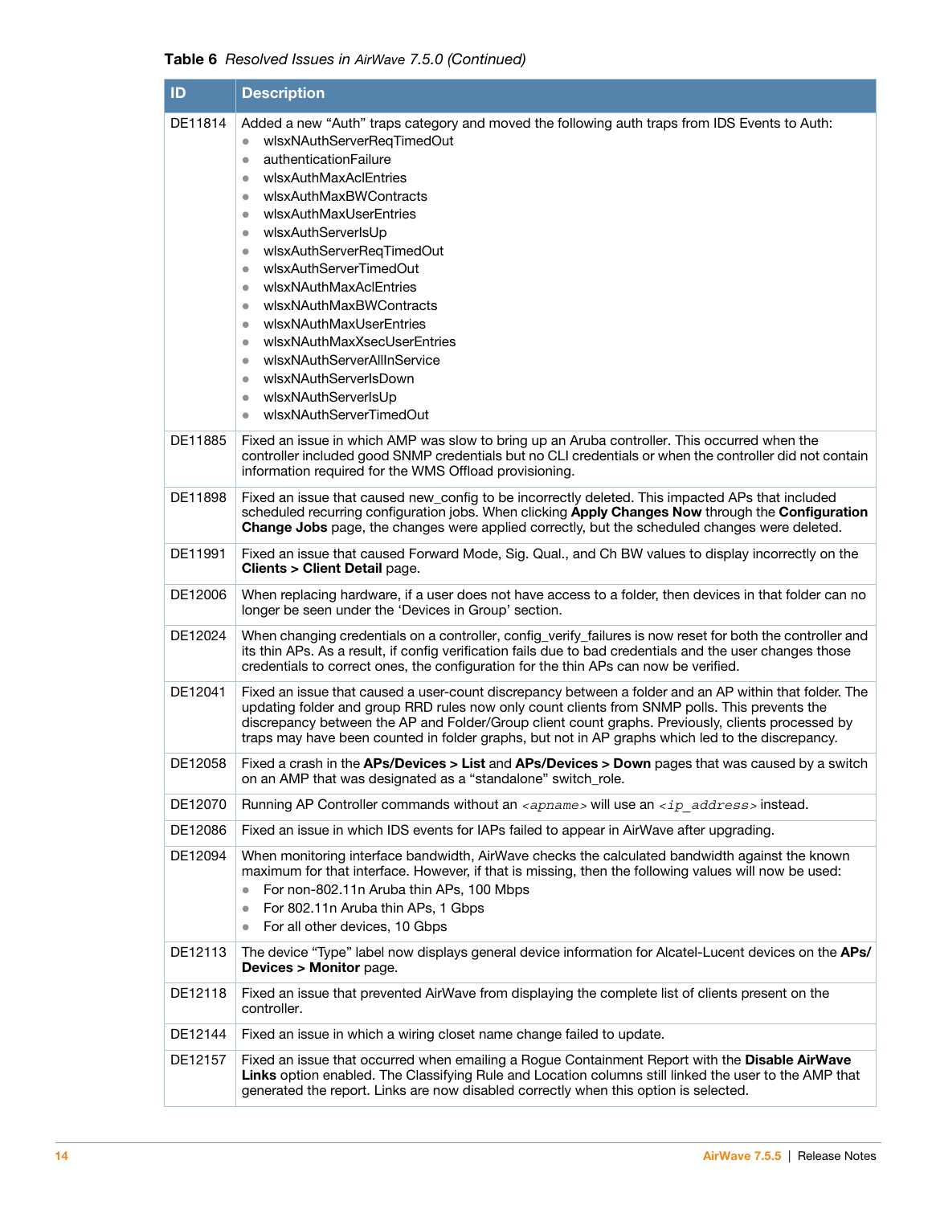**Table 6** *Resolved Issues in AirWave 7.5.0 (Continued)*

| ID | Description |
|---|---|
| DE11814 | Added a new "Auth" traps category and moved the following auth traps from IDS Events to Auth:<br>• wlsxNAuthServerReqTimedOut<br>• authenticationFailure<br>• wlsxAuthMaxAclEntries<br>• wlsxAuthMaxBWContracts<br>• wlsxAuthMaxUserEntries<br>• wlsxAuthServerIsUp<br>• wlsxAuthServerReqTimedOut<br>• wlsxAuthServerTimedOut<br>• wlsxNAuthMaxAclEntries<br>• wlsxNAuthMaxBWContracts<br>• wlsxNAuthMaxUserEntries<br>• wlsxNAuthMaxXsecUserEntries<br>• wlsxNAuthServerAllInService<br>• wlsxNAuthServerIsDown<br>• wlsxNAuthServerIsUp<br>• wlsxNAuthServerTimedOut |
| DE11885 | Fixed an issue in which AMP was slow to bring up an Aruba controller. This occurred when the controller included good SNMP credentials but no CLI credentials or when the controller did not contain information required for the WMS Offload provisioning. |
| DE11898 | Fixed an issue that caused new_config to be incorrectly deleted. This impacted APs that included scheduled recurring configuration jobs. When clicking **Apply Changes Now** through the **Configuration Change Jobs** page, the changes were applied correctly, but the scheduled changes were deleted. |
| DE11991 | Fixed an issue that caused Forward Mode, Sig. Qual., and Ch BW values to display incorrectly on the **Clients > Client Detail** page. |
| DE12006 | When replacing hardware, if a user does not have access to a folder, then devices in that folder can no longer be seen under the 'Devices in Group' section. |
| DE12024 | When changing credentials on a controller, config_verify_failures is now reset for both the controller and its thin APs. As a result, if config verification fails due to bad credentials and the user changes those credentials to correct ones, the configuration for the thin APs can now be verified. |
| DE12041 | Fixed an issue that caused a user-count discrepancy between a folder and an AP within that folder. The updating folder and group RRD rules now only count clients from SNMP polls. This prevents the discrepancy between the AP and Folder/Group client count graphs. Previously, clients processed by traps may have been counted in folder graphs, but not in AP graphs which led to the discrepancy. |
| DE12058 | Fixed a crash in the **APs/Devices > List** and **APs/Devices > Down** pages that was caused by a switch on an AMP that was designated as a "standalone" switch_role. |
| DE12070 | Running AP Controller commands without an *<apname>* will use an *<ip_address>* instead. |
| DE12086 | Fixed an issue in which IDS events for IAPs failed to appear in AirWave after upgrading. |
| DE12094 | When monitoring interface bandwidth, AirWave checks the calculated bandwidth against the known maximum for that interface. However, if that is missing, then the following values will now be used:<br>• For non-802.11n Aruba thin APs, 100 Mbps<br>• For 802.11n Aruba thin APs, 1 Gbps<br>• For all other devices, 10 Gbps |
| DE12113 | The device "Type" label now displays general device information for Alcatel-Lucent devices on the **APs/ Devices > Monitor** page. |
| DE12118 | Fixed an issue that prevented AirWave from displaying the complete list of clients present on the controller. |
| DE12144 | Fixed an issue in which a wiring closet name change failed to update. |
| DE12157 | Fixed an issue that occurred when emailing a Rogue Containment Report with the **Disable AirWave Links** option enabled. The Classifying Rule and Location columns still linked the user to the AMP that generated the report. Links are now disabled correctly when this option is selected. |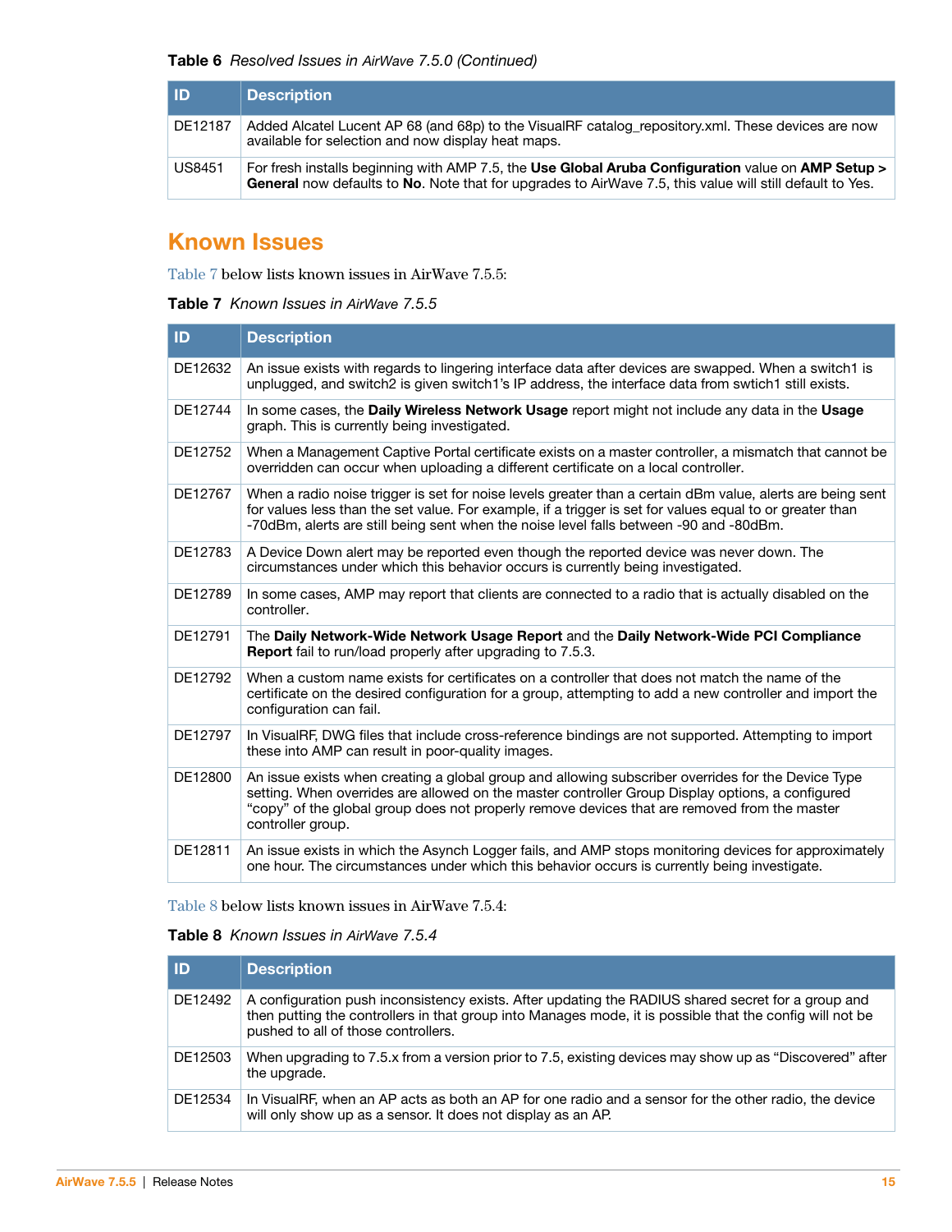**Table 6** *Resolved Issues in AirWave 7.5.0 (Continued)*

| ID | Description |
|---|---|
| DE12187 | Added Alcatel Lucent AP 68 (and 68p) to the VisualRF catalog_repository.xml. These devices are now available for selection and now display heat maps. |
| US8451 | For fresh installs beginning with AMP 7.5, the **Use Global Aruba Configuration** value on **AMP Setup > General** now defaults to **No**. Note that for upgrades to AirWave 7.5, this value will still default to Yes. |

## Known Issues

Table 7 below lists known issues in AirWave 7.5.5:

**Table 7** *Known Issues in AirWave 7.5.5*

| ID | Description |
|---|---|
| DE12632 | An issue exists with regards to lingering interface data after devices are swapped. When a switch1 is unplugged, and switch2 is given switch1's IP address, the interface data from swtich1 still exists. |
| DE12744 | In some cases, the **Daily Wireless Network Usage** report might not include any data in the **Usage** graph. This is currently being investigated. |
| DE12752 | When a Management Captive Portal certificate exists on a master controller, a mismatch that cannot be overridden can occur when uploading a different certificate on a local controller. |
| DE12767 | When a radio noise trigger is set for noise levels greater than a certain dBm value, alerts are being sent for values less than the set value. For example, if a trigger is set for values equal to or greater than -70dBm, alerts are still being sent when the noise level falls between -90 and -80dBm. |
| DE12783 | A Device Down alert may be reported even though the reported device was never down. The circumstances under which this behavior occurs is currently being investigated. |
| DE12789 | In some cases, AMP may report that clients are connected to a radio that is actually disabled on the controller. |
| DE12791 | The **Daily Network-Wide Network Usage Report** and the **Daily Network-Wide PCI Compliance Report** fail to run/load properly after upgrading to 7.5.3. |
| DE12792 | When a custom name exists for certificates on a controller that does not match the name of the certificate on the desired configuration for a group, attempting to add a new controller and import the configuration can fail. |
| DE12797 | In VisualRF, DWG files that include cross-reference bindings are not supported. Attempting to import these into AMP can result in poor-quality images. |
| DE12800 | An issue exists when creating a global group and allowing subscriber overrides for the Device Type setting. When overrides are allowed on the master controller Group Display options, a configured "copy" of the global group does not properly remove devices that are removed from the master controller group. |
| DE12811 | An issue exists in which the Asynch Logger fails, and AMP stops monitoring devices for approximately one hour. The circumstances under which this behavior occurs is currently being investigate. |

Table 8 below lists known issues in AirWave 7.5.4:

**Table 8** *Known Issues in AirWave 7.5.4*

| ID | Description |
|---|---|
| DE12492 | A configuration push inconsistency exists. After updating the RADIUS shared secret for a group and then putting the controllers in that group into Manages mode, it is possible that the config will not be pushed to all of those controllers. |
| DE12503 | When upgrading to 7.5.x from a version prior to 7.5, existing devices may show up as "Discovered" after the upgrade. |
| DE12534 | In VisualRF, when an AP acts as both an AP for one radio and a sensor for the other radio, the device will only show up as a sensor. It does not display as an AP. |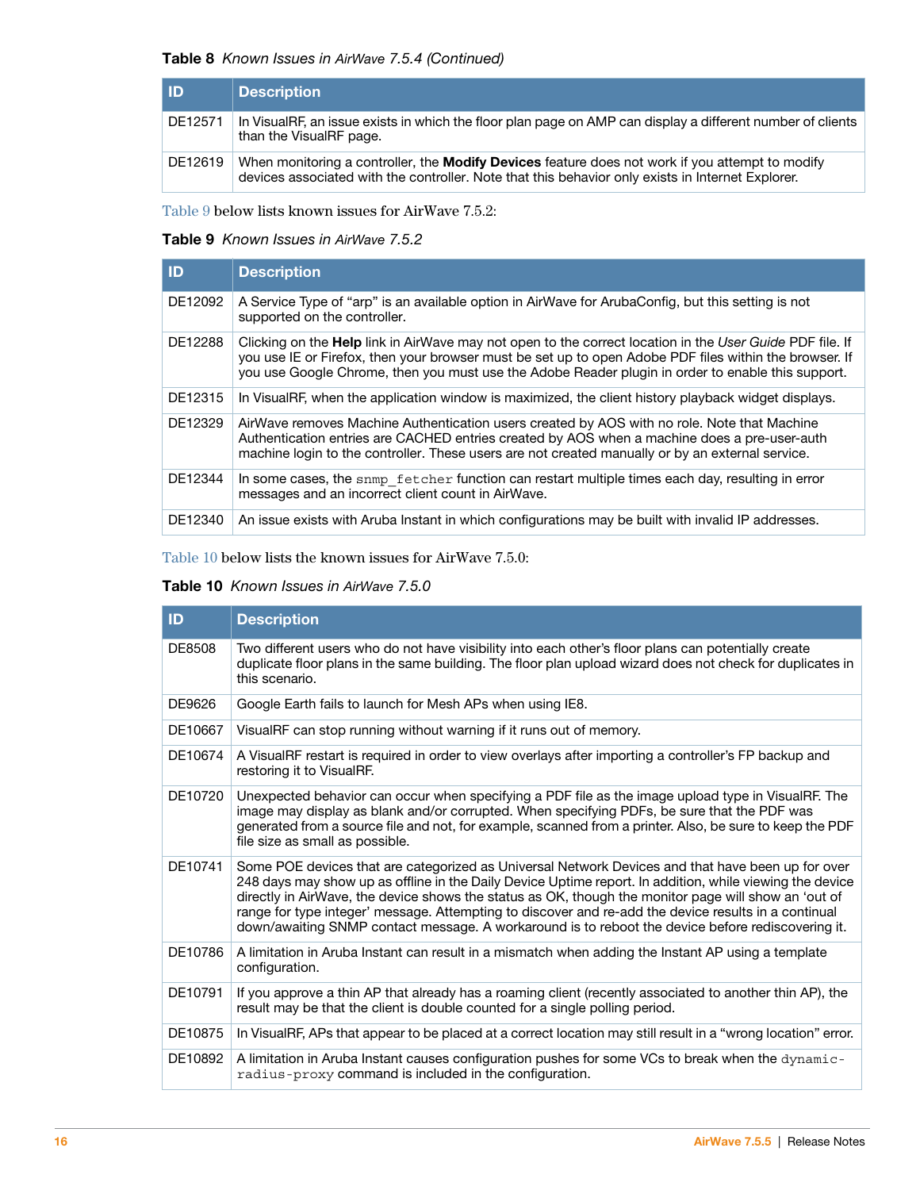**Table 8** *Known Issues in AirWave 7.5.4 (Continued)*

| ID | Description |
|---|---|
| DE12571 | In VisualRF, an issue exists in which the floor plan page on AMP can display a different number of clients than the VisualRF page. |
| DE12619 | When monitoring a controller, the **Modify Devices** feature does not work if you attempt to modify devices associated with the controller. Note that this behavior only exists in Internet Explorer. |

Table 9 below lists known issues for AirWave 7.5.2:

**Table 9** *Known Issues in AirWave 7.5.2*

| ID | Description |
|---|---|
| DE12092 | A Service Type of "arp" is an available option in AirWave for ArubaConfig, but this setting is not supported on the controller. |
| DE12288 | Clicking on the **Help** link in AirWave may not open to the correct location in the *User Guide* PDF file. If you use IE or Firefox, then your browser must be set up to open Adobe PDF files within the browser. If you use Google Chrome, then you must use the Adobe Reader plugin in order to enable this support. |
| DE12315 | In VisualRF, when the application window is maximized, the client history playback widget displays. |
| DE12329 | AirWave removes Machine Authentication users created by AOS with no role. Note that Machine Authentication entries are CACHED entries created by AOS when a machine does a pre-user-auth machine login to the controller. These users are not created manually or by an external service. |
| DE12344 | In some cases, the `snmp_fetcher` function can restart multiple times each day, resulting in error messages and an incorrect client count in AirWave. |
| DE12340 | An issue exists with Aruba Instant in which configurations may be built with invalid IP addresses. |

Table 10 below lists the known issues for AirWave 7.5.0:

**Table 10** *Known Issues in AirWave 7.5.0*

| ID | Description |
|---|---|
| DE8508 | Two different users who do not have visibility into each other's floor plans can potentially create duplicate floor plans in the same building. The floor plan upload wizard does not check for duplicates in this scenario. |
| DE9626 | Google Earth fails to launch for Mesh APs when using IE8. |
| DE10667 | VisualRF can stop running without warning if it runs out of memory. |
| DE10674 | A VisualRF restart is required in order to view overlays after importing a controller's FP backup and restoring it to VisualRF. |
| DE10720 | Unexpected behavior can occur when specifying a PDF file as the image upload type in VisualRF. The image may display as blank and/or corrupted. When specifying PDFs, be sure that the PDF was generated from a source file and not, for example, scanned from a printer. Also, be sure to keep the PDF file size as small as possible. |
| DE10741 | Some POE devices that are categorized as Universal Network Devices and that have been up for over 248 days may show up as offline in the Daily Device Uptime report. In addition, while viewing the device directly in AirWave, the device shows the status as OK, though the monitor page will show an 'out of range for type integer' message. Attempting to discover and re-add the device results in a continual down/awaiting SNMP contact message. A workaround is to reboot the device before rediscovering it. |
| DE10786 | A limitation in Aruba Instant can result in a mismatch when adding the Instant AP using a template configuration. |
| DE10791 | If you approve a thin AP that already has a roaming client (recently associated to another thin AP), the result may be that the client is double counted for a single polling period. |
| DE10875 | In VisualRF, APs that appear to be placed at a correct location may still result in a "wrong location" error. |
| DE10892 | A limitation in Aruba Instant causes configuration pushes for some VCs to break when the `dynamic-radius-proxy` command is included in the configuration. |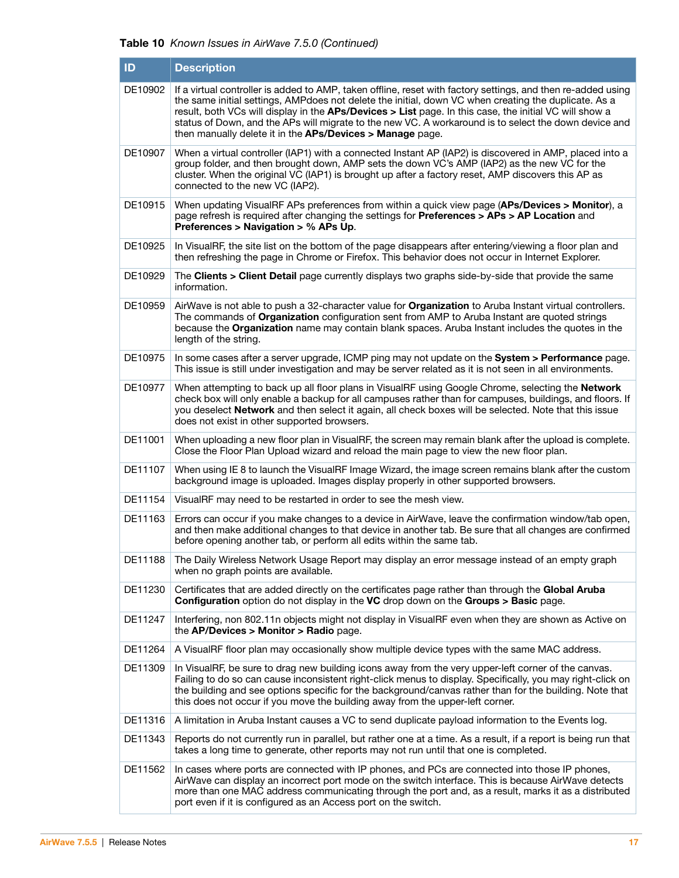**Table 10** *Known Issues in AirWave 7.5.0 (Continued)*

| ID | Description |
|---|---|
| DE10902 | If a virtual controller is added to AMP, taken offline, reset with factory settings, and then re-added using the same initial settings, AMPdoes not delete the initial, down VC when creating the duplicate. As a result, both VCs will display in the **APs/Devices > List** page. In this case, the initial VC will show a status of Down, and the APs will migrate to the new VC. A workaround is to select the down device and then manually delete it in the **APs/Devices > Manage** page. |
| DE10907 | When a virtual controller (IAP1) with a connected Instant AP (IAP2) is discovered in AMP, placed into a group folder, and then brought down, AMP sets the down VC's AMP (IAP2) as the new VC for the cluster. When the original VC (IAP1) is brought up after a factory reset, AMP discovers this AP as connected to the new VC (IAP2). |
| DE10915 | When updating VisualRF APs preferences from within a quick view page (**APs/Devices > Monitor**), a page refresh is required after changing the settings for **Preferences > APs > AP Location** and **Preferences > Navigation > % APs Up**. |
| DE10925 | In VisualRF, the site list on the bottom of the page disappears after entering/viewing a floor plan and then refreshing the page in Chrome or Firefox. This behavior does not occur in Internet Explorer. |
| DE10929 | The **Clients > Client Detail** page currently displays two graphs side-by-side that provide the same information. |
| DE10959 | AirWave is not able to push a 32-character value for **Organization** to Aruba Instant virtual controllers. The commands of **Organization** configuration sent from AMP to Aruba Instant are quoted strings because the **Organization** name may contain blank spaces. Aruba Instant includes the quotes in the length of the string. |
| DE10975 | In some cases after a server upgrade, ICMP ping may not update on the **System > Performance** page. This issue is still under investigation and may be server related as it is not seen in all environments. |
| DE10977 | When attempting to back up all floor plans in VisualRF using Google Chrome, selecting the **Network** check box will only enable a backup for all campuses rather than for campuses, buildings, and floors. If you deselect **Network** and then select it again, all check boxes will be selected. Note that this issue does not exist in other supported browsers. |
| DE11001 | When uploading a new floor plan in VisualRF, the screen may remain blank after the upload is complete. Close the Floor Plan Upload wizard and reload the main page to view the new floor plan. |
| DE11107 | When using IE 8 to launch the VisualRF Image Wizard, the image screen remains blank after the custom background image is uploaded. Images display properly in other supported browsers. |
| DE11154 | VisualRF may need to be restarted in order to see the mesh view. |
| DE11163 | Errors can occur if you make changes to a device in AirWave, leave the confirmation window/tab open, and then make additional changes to that device in another tab. Be sure that all changes are confirmed before opening another tab, or perform all edits within the same tab. |
| DE11188 | The Daily Wireless Network Usage Report may display an error message instead of an empty graph when no graph points are available. |
| DE11230 | Certificates that are added directly on the certificates page rather than through the **Global Aruba Configuration** option do not display in the **VC** drop down on the **Groups > Basic** page. |
| DE11247 | Interfering, non 802.11n objects might not display in VisualRF even when they are shown as Active on the **AP/Devices > Monitor > Radio** page. |
| DE11264 | A VisualRF floor plan may occasionally show multiple device types with the same MAC address. |
| DE11309 | In VisualRF, be sure to drag new building icons away from the very upper-left corner of the canvas. Failing to do so can cause inconsistent right-click menus to display. Specifically, you may right-click on the building and see options specific for the background/canvas rather than for the building. Note that this does not occur if you move the building away from the upper-left corner. |
| DE11316 | A limitation in Aruba Instant causes a VC to send duplicate payload information to the Events log. |
| DE11343 | Reports do not currently run in parallel, but rather one at a time. As a result, if a report is being run that takes a long time to generate, other reports may not run until that one is completed. |
| DE11562 | In cases where ports are connected with IP phones, and PCs are connected into those IP phones, AirWave can display an incorrect port mode on the switch interface. This is because AirWave detects more than one MAC address communicating through the port and, as a result, marks it as a distributed port even if it is configured as an Access port on the switch. |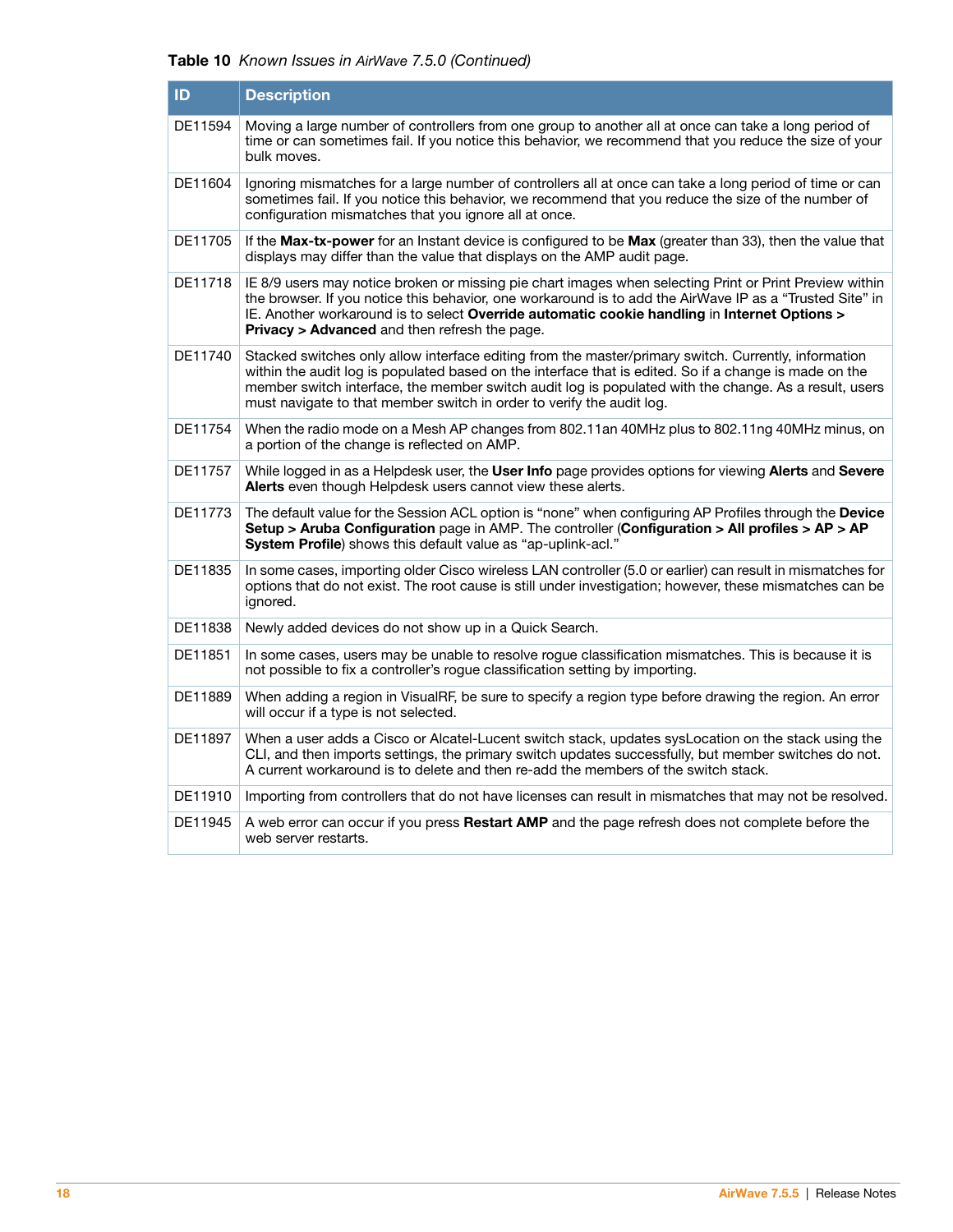**Table 10** *Known Issues in AirWave 7.5.0 (Continued)*

| ID | Description |
|---|---|
| DE11594 | Moving a large number of controllers from one group to another all at once can take a long period of time or can sometimes fail. If you notice this behavior, we recommend that you reduce the size of your bulk moves. |
| DE11604 | Ignoring mismatches for a large number of controllers all at once can take a long period of time or can sometimes fail. If you notice this behavior, we recommend that you reduce the size of the number of configuration mismatches that you ignore all at once. |
| DE11705 | If the **Max-tx-power** for an Instant device is configured to be **Max** (greater than 33), then the value that displays may differ than the value that displays on the AMP audit page. |
| DE11718 | IE 8/9 users may notice broken or missing pie chart images when selecting Print or Print Preview within the browser. If you notice this behavior, one workaround is to add the AirWave IP as a “Trusted Site” in IE. Another workaround is to select **Override automatic cookie handling** in **Internet Options > Privacy > Advanced** and then refresh the page. |
| DE11740 | Stacked switches only allow interface editing from the master/primary switch. Currently, information within the audit log is populated based on the interface that is edited. So if a change is made on the member switch interface, the member switch audit log is populated with the change. As a result, users must navigate to that member switch in order to verify the audit log. |
| DE11754 | When the radio mode on a Mesh AP changes from 802.11an 40MHz plus to 802.11ng 40MHz minus, on a portion of the change is reflected on AMP. |
| DE11757 | While logged in as a Helpdesk user, the **User Info** page provides options for viewing **Alerts** and **Severe Alerts** even though Helpdesk users cannot view these alerts. |
| DE11773 | The default value for the Session ACL option is “none” when configuring AP Profiles through the **Device Setup > Aruba Configuration** page in AMP. The controller (**Configuration > All profiles > AP > AP System Profile**) shows this default value as “ap-uplink-acl.” |
| DE11835 | In some cases, importing older Cisco wireless LAN controller (5.0 or earlier) can result in mismatches for options that do not exist. The root cause is still under investigation; however, these mismatches can be ignored. |
| DE11838 | Newly added devices do not show up in a Quick Search. |
| DE11851 | In some cases, users may be unable to resolve rogue classification mismatches. This is because it is not possible to fix a controller’s rogue classification setting by importing. |
| DE11889 | When adding a region in VisualRF, be sure to specify a region type before drawing the region. An error will occur if a type is not selected. |
| DE11897 | When a user adds a Cisco or Alcatel-Lucent switch stack, updates sysLocation on the stack using the CLI, and then imports settings, the primary switch updates successfully, but member switches do not. A current workaround is to delete and then re-add the members of the switch stack. |
| DE11910 | Importing from controllers that do not have licenses can result in mismatches that may not be resolved. |
| DE11945 | A web error can occur if you press **Restart AMP** and the page refresh does not complete before the web server restarts. |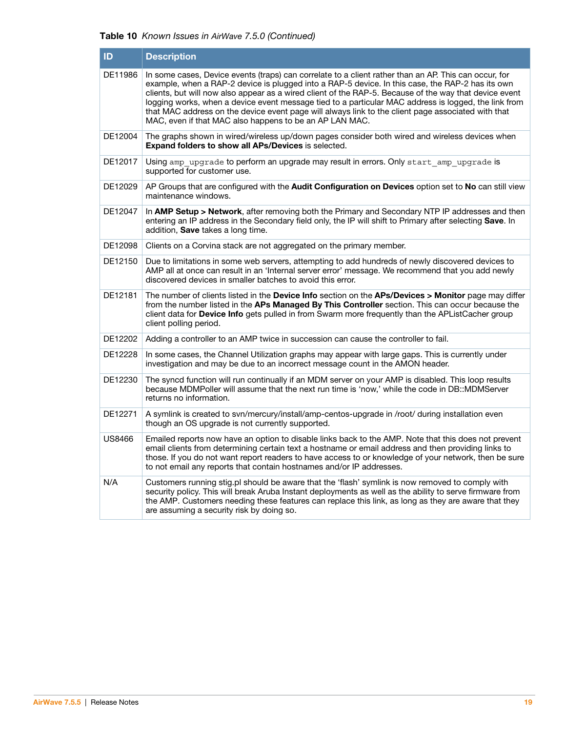**Table 10** *Known Issues in AirWave 7.5.0 (Continued)*

| ID | Description |
|---|---|
| DE11986 | In some cases, Device events (traps) can correlate to a client rather than an AP. This can occur, for example, when a RAP-2 device is plugged into a RAP-5 device. In this case, the RAP-2 has its own clients, but will now also appear as a wired client of the RAP-5. Because of the way that device event logging works, when a device event message tied to a particular MAC address is logged, the link from that MAC address on the device event page will always link to the client page associated with that MAC, even if that MAC also happens to be an AP LAN MAC. |
| DE12004 | The graphs shown in wired/wireless up/down pages consider both wired and wireless devices when **Expand folders to show all APs/Devices** is selected. |
| DE12017 | Using `amp_upgrade` to perform an upgrade may result in errors. Only `start_amp_upgrade` is supported for customer use. |
| DE12029 | AP Groups that are configured with the **Audit Configuration on Devices** option set to **No** can still view maintenance windows. |
| DE12047 | In **AMP Setup > Network**, after removing both the Primary and Secondary NTP IP addresses and then entering an IP address in the Secondary field only, the IP will shift to Primary after selecting **Save**. In addition, **Save** takes a long time. |
| DE12098 | Clients on a Corvina stack are not aggregated on the primary member. |
| DE12150 | Due to limitations in some web servers, attempting to add hundreds of newly discovered devices to AMP all at once can result in an 'Internal server error' message. We recommend that you add newly discovered devices in smaller batches to avoid this error. |
| DE12181 | The number of clients listed in the **Device Info** section on the **APs/Devices > Monitor** page may differ from the number listed in the **APs Managed By This Controller** section. This can occur because the client data for **Device Info** gets pulled in from Swarm more frequently than the APListCacher group client polling period. |
| DE12202 | Adding a controller to an AMP twice in succession can cause the controller to fail. |
| DE12228 | In some cases, the Channel Utilization graphs may appear with large gaps. This is currently under investigation and may be due to an incorrect message count in the AMON header. |
| DE12230 | The syncd function will run continually if an MDM server on your AMP is disabled. This loop results because MDMPoller will assume that the next run time is 'now,' while the code in DB::MDMServer returns no information. |
| DE12271 | A symlink is created to svn/mercury/install/amp-centos-upgrade in /root/ during installation even though an OS upgrade is not currently supported. |
| US8466 | Emailed reports now have an option to disable links back to the AMP. Note that this does not prevent email clients from determining certain text a hostname or email address and then providing links to those. If you do not want report readers to have access to or knowledge of your network, then be sure to not email any reports that contain hostnames and/or IP addresses. |
| N/A | Customers running stig.pl should be aware that the 'flash' symlink is now removed to comply with security policy. This will break Aruba Instant deployments as well as the ability to serve firmware from the AMP. Customers needing these features can replace this link, as long as they are aware that they are assuming a security risk by doing so. |